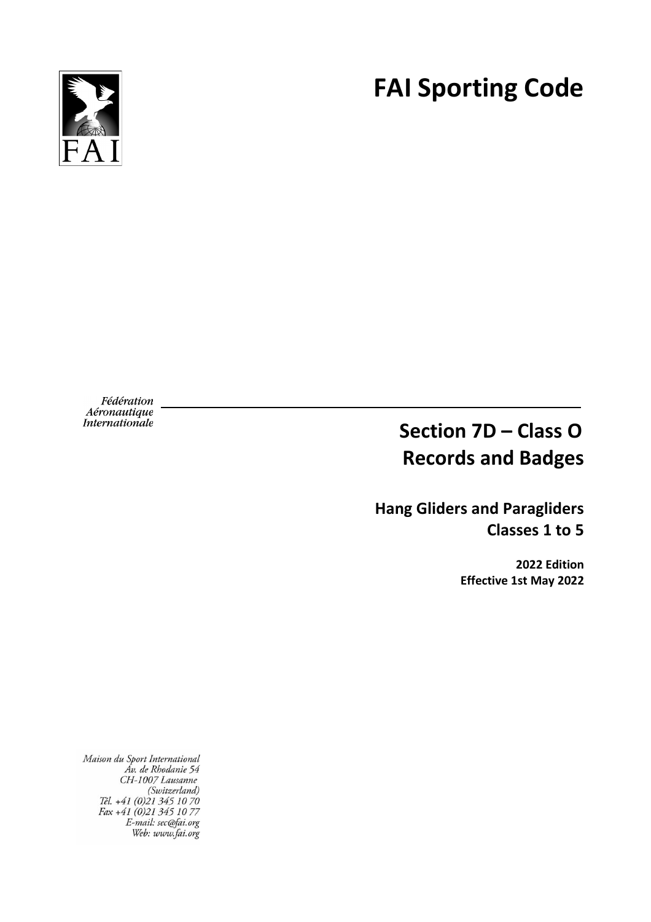# FAI Sporting Code

Fédération Aéronautique Internationale

## Section 7D – Class O Records and Badges

### Hang Gliders and Paragliders Classes 1 to 5

**2022 Edition**
**Effective 1st May 2022**

*Maison du Sport International*
*Av. de Rhodanie 54*
*CH-1007 Lausanne*
*(Switzerland)*
*Tél. +41 (0)21 345 10 70*
*Fax +41 (0)21 345 10 77*
*E-mail: sec@fai.org*
*Web: www.fai.org*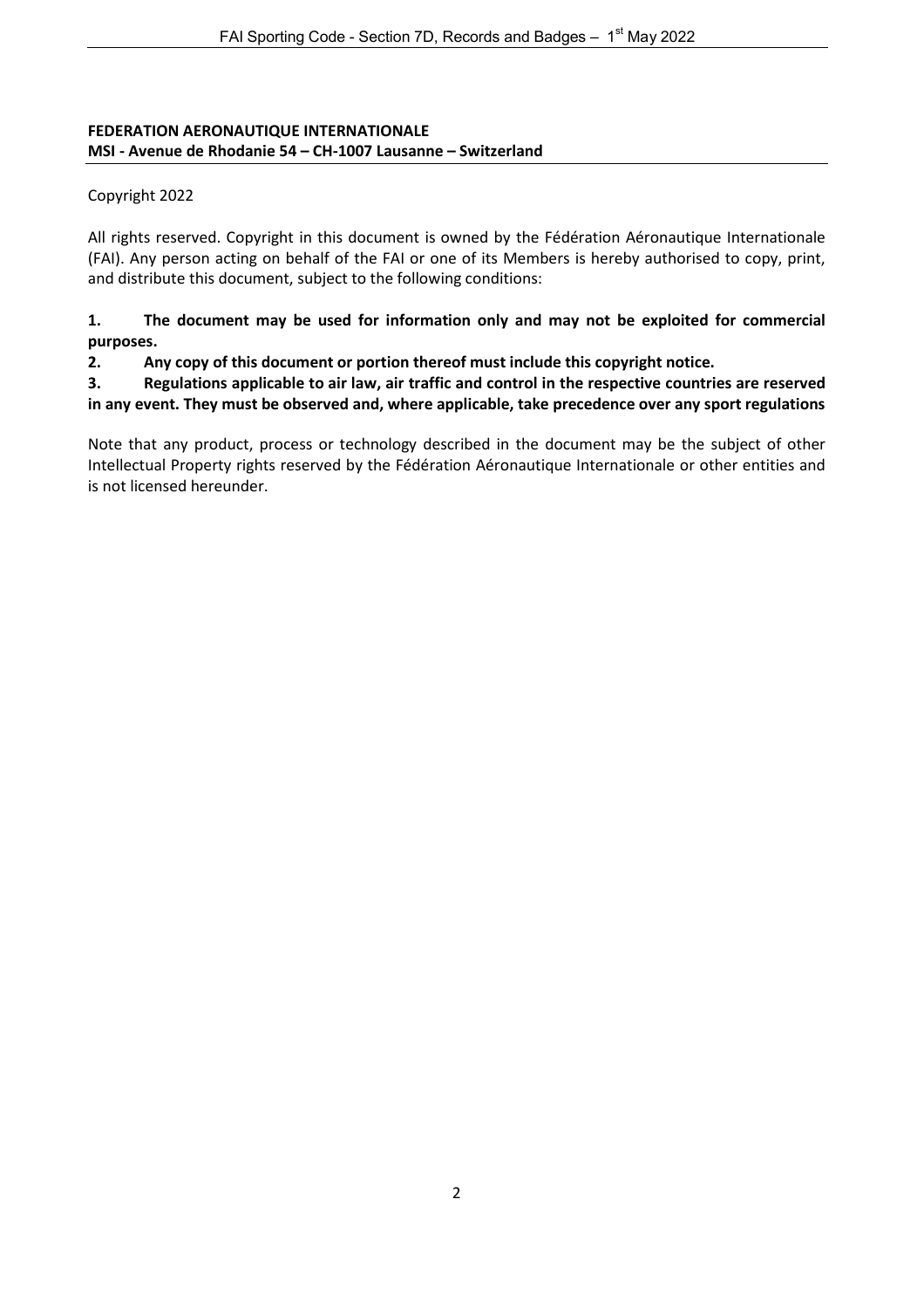**FEDERATION AERONAUTIQUE INTERNATIONALE**
**MSI - Avenue de Rhodanie 54 – CH-1007 Lausanne – Switzerland**

Copyright 2022

All rights reserved. Copyright in this document is owned by the Fédération Aéronautique Internationale (FAI). Any person acting on behalf of the FAI or one of its Members is hereby authorised to copy, print, and distribute this document, subject to the following conditions:

1. **The document may be used for information only and may not be exploited for commercial purposes.**
2. **Any copy of this document or portion thereof must include this copyright notice.**
3. **Regulations applicable to air law, air traffic and control in the respective countries are reserved in any event. They must be observed and, where applicable, take precedence over any sport regulations**

Note that any product, process or technology described in the document may be the subject of other Intellectual Property rights reserved by the Fédération Aéronautique Internationale or other entities and is not licensed hereunder.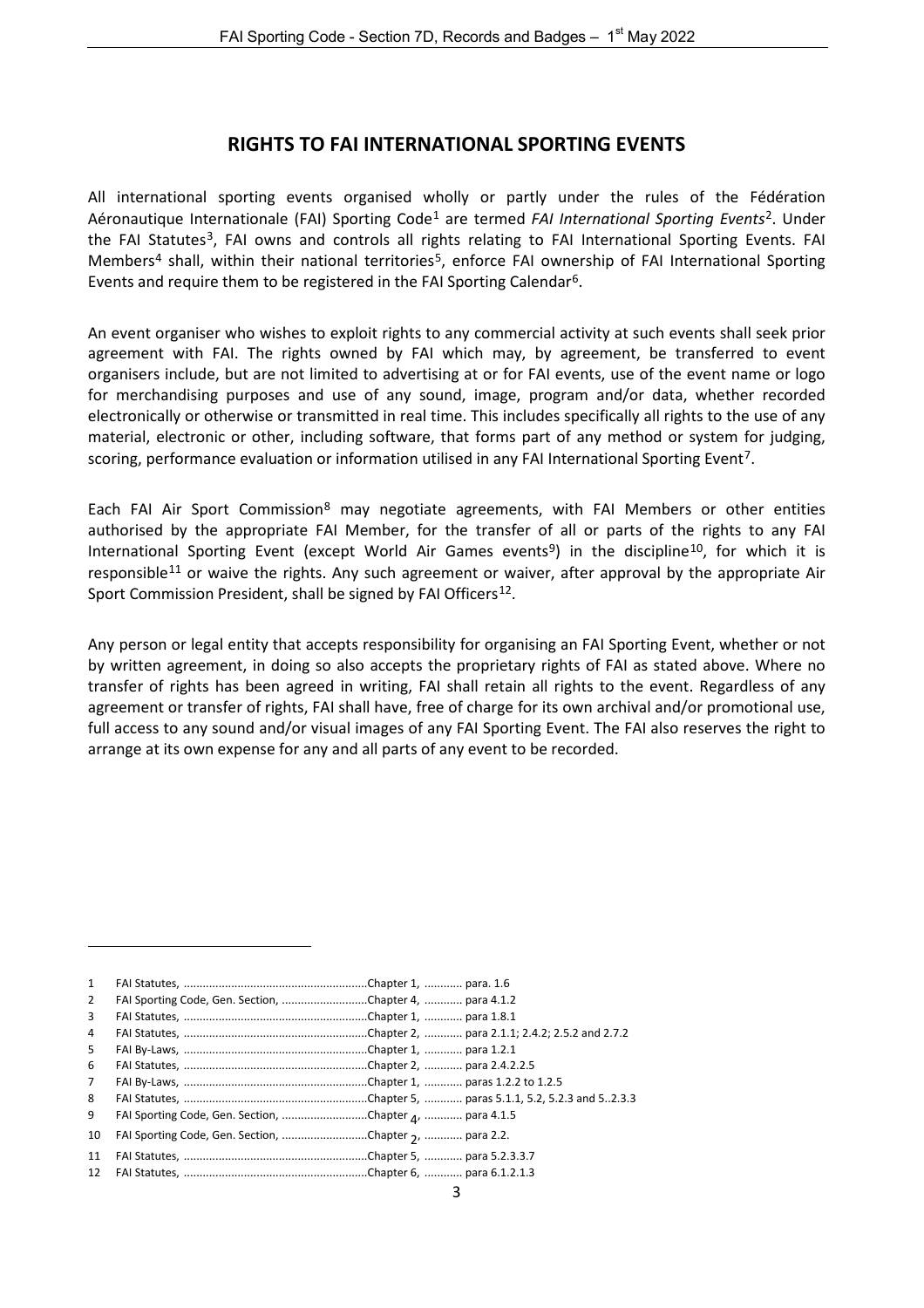# RIGHTS TO FAI INTERNATIONAL SPORTING EVENTS

All international sporting events organised wholly or partly under the rules of the Fédération Aéronautique Internationale (FAI) Sporting Code[1] are termed *FAI International Sporting Events*[2]. Under the FAI Statutes[3], FAI owns and controls all rights relating to FAI International Sporting Events. FAI Members[4] shall, within their national territories[5], enforce FAI ownership of FAI International Sporting Events and require them to be registered in the FAI Sporting Calendar[6].

An event organiser who wishes to exploit rights to any commercial activity at such events shall seek prior agreement with FAI. The rights owned by FAI which may, by agreement, be transferred to event organisers include, but are not limited to advertising at or for FAI events, use of the event name or logo for merchandising purposes and use of any sound, image, program and/or data, whether recorded electronically or otherwise or transmitted in real time. This includes specifically all rights to the use of any material, electronic or other, including software, that forms part of any method or system for judging, scoring, performance evaluation or information utilised in any FAI International Sporting Event[7].

Each FAI Air Sport Commission[8] may negotiate agreements, with FAI Members or other entities authorised by the appropriate FAI Member, for the transfer of all or parts of the rights to any FAI International Sporting Event (except World Air Games events[9]) in the discipline[10], for which it is responsible[11] or waive the rights. Any such agreement or waiver, after approval by the appropriate Air Sport Commission President, shall be signed by FAI Officers[12].

Any person or legal entity that accepts responsibility for organising an FAI Sporting Event, whether or not by written agreement, in doing so also accepts the proprietary rights of FAI as stated above. Where no transfer of rights has been agreed in writing, FAI shall retain all rights to the event. Regardless of any agreement or transfer of rights, FAI shall have, free of charge for its own archival and/or promotional use, full access to any sound and/or visual images of any FAI Sporting Event. The FAI also reserves the right to arrange at its own expense for any and all parts of any event to be recorded.

---

1 FAI Statutes, ........................................................Chapter 1, ............ para. 1.6
2 FAI Sporting Code, Gen. Section, ..........................Chapter 4, ............ para 4.1.2
3 FAI Statutes, ........................................................Chapter 1, ............ para 1.8.1
4 FAI Statutes, ........................................................Chapter 2, ............ para 2.1.1; 2.4.2; 2.5.2 and 2.7.2
5 FAI By-Laws, ........................................................Chapter 1, ............ para 1.2.1
6 FAI Statutes, ........................................................Chapter 2, ............ para 2.4.2.2.5
7 FAI By-Laws, ........................................................Chapter 1, ............ paras 1.2.2 to 1.2.5
8 FAI Statutes, ........................................................Chapter 5, ............ paras 5.1.1, 5.2, 5.2.3 and 5..2.3.3
9 FAI Sporting Code, Gen. Section, ..........................Chapter 4, ............ para 4.1.5
10 FAI Sporting Code, Gen. Section, ..........................Chapter 2, ............ para 2.2.
11 FAI Statutes, ........................................................Chapter 5, ............ para 5.2.3.3.7
12 FAI Statutes, ........................................................Chapter 6, ............ para 6.1.2.1.3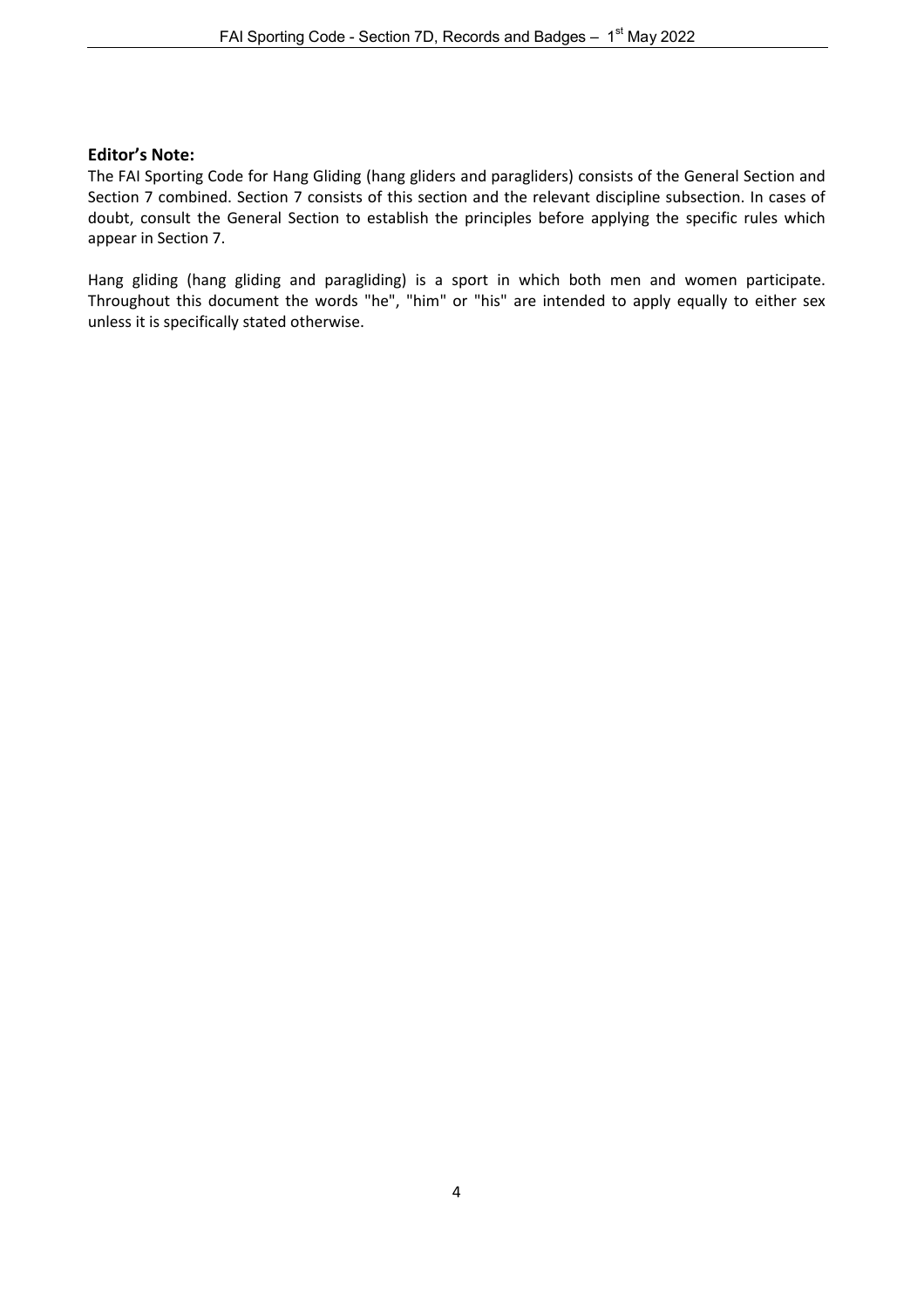**Editor's Note:**

The FAI Sporting Code for Hang Gliding (hang gliders and paragliders) consists of the General Section and Section 7 combined. Section 7 consists of this section and the relevant discipline subsection. In cases of doubt, consult the General Section to establish the principles before applying the specific rules which appear in Section 7.

Hang gliding (hang gliding and paragliding) is a sport in which both men and women participate. Throughout this document the words "he", "him" or "his" are intended to apply equally to either sex unless it is specifically stated otherwise.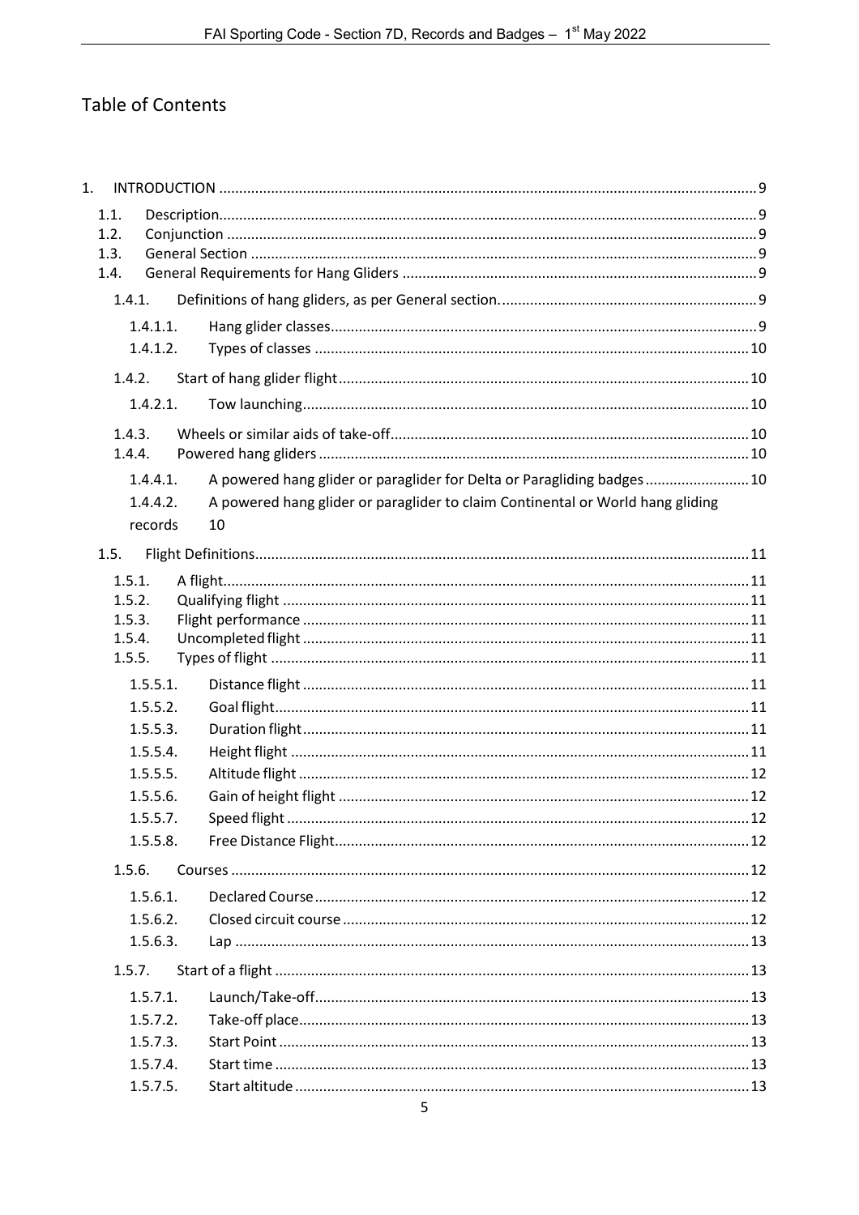# Table of Contents

1. INTRODUCTION ..... 9
   - 1.1. Description ..... 9
   - 1.2. Conjunction ..... 9
   - 1.3. General Section ..... 9
   - 1.4. General Requirements for Hang Gliders ..... 9
     - 1.4.1. Definitions of hang gliders, as per General section ..... 9
       - 1.4.1.1. Hang glider classes ..... 9
       - 1.4.1.2. Types of classes ..... 10
     - 1.4.2. Start of hang glider flight ..... 10
       - 1.4.2.1. Tow launching ..... 10
     - 1.4.3. Wheels or similar aids of take-off ..... 10
     - 1.4.4. Powered hang gliders ..... 10
       - 1.4.4.1. A powered hang glider or paraglider for Delta or Paragliding badges ..... 10
       - 1.4.4.2. A powered hang glider or paraglider to claim Continental or World hang gliding records 10
   - 1.5. Flight Definitions ..... 11
     - 1.5.1. A flight ..... 11
     - 1.5.2. Qualifying flight ..... 11
     - 1.5.3. Flight performance ..... 11
     - 1.5.4. Uncompleted flight ..... 11
     - 1.5.5. Types of flight ..... 11
       - 1.5.5.1. Distance flight ..... 11
       - 1.5.5.2. Goal flight ..... 11
       - 1.5.5.3. Duration flight ..... 11
       - 1.5.5.4. Height flight ..... 11
       - 1.5.5.5. Altitude flight ..... 12
       - 1.5.5.6. Gain of height flight ..... 12
       - 1.5.5.7. Speed flight ..... 12
       - 1.5.5.8. Free Distance Flight ..... 12
     - 1.5.6. Courses ..... 12
       - 1.5.6.1. Declared Course ..... 12
       - 1.5.6.2. Closed circuit course ..... 12
       - 1.5.6.3. Lap ..... 13
     - 1.5.7. Start of a flight ..... 13
       - 1.5.7.1. Launch/Take-off ..... 13
       - 1.5.7.2. Take-off place ..... 13
       - 1.5.7.3. Start Point ..... 13
       - 1.5.7.4. Start time ..... 13
       - 1.5.7.5. Start altitude ..... 13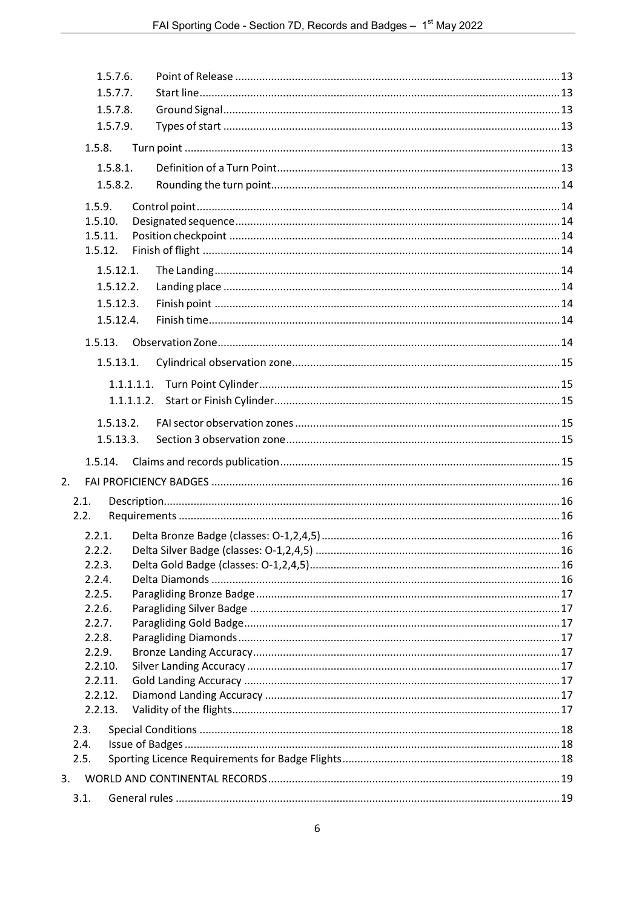- 1.5.7.6. Point of Release ........ 13
- 1.5.7.7. Start line ........ 13
- 1.5.7.8. Ground Signal ........ 13
- 1.5.7.9. Types of start ........ 13
- 1.5.8. Turn point ........ 13
  - 1.5.8.1. Definition of a Turn Point ........ 13
  - 1.5.8.2. Rounding the turn point ........ 14
- 1.5.9. Control point ........ 14
- 1.5.10. Designated sequence ........ 14
- 1.5.11. Position checkpoint ........ 14
- 1.5.12. Finish of flight ........ 14
  - 1.5.12.1. The Landing ........ 14
  - 1.5.12.2. Landing place ........ 14
  - 1.5.12.3. Finish point ........ 14
  - 1.5.12.4. Finish time ........ 14
- 1.5.13. Observation Zone ........ 14
  - 1.5.13.1. Cylindrical observation zone ........ 15
    - 1.1.1.1.1. Turn Point Cylinder ........ 15
    - 1.1.1.1.2. Start or Finish Cylinder ........ 15
  - 1.5.13.2. FAI sector observation zones ........ 15
  - 1.5.13.3. Section 3 observation zone ........ 15
- 1.5.14. Claims and records publication ........ 15

2. FAI PROFICIENCY BADGES ........ 16
- 2.1. Description ........ 16
- 2.2. Requirements ........ 16
  - 2.2.1. Delta Bronze Badge (classes: O-1,2,4,5) ........ 16
  - 2.2.2. Delta Silver Badge (classes: O-1,2,4,5) ........ 16
  - 2.2.3. Delta Gold Badge (classes: O-1,2,4,5) ........ 16
  - 2.2.4. Delta Diamonds ........ 16
  - 2.2.5. Paragliding Bronze Badge ........ 17
  - 2.2.6. Paragliding Silver Badge ........ 17
  - 2.2.7. Paragliding Gold Badge ........ 17
  - 2.2.8. Paragliding Diamonds ........ 17
  - 2.2.9. Bronze Landing Accuracy ........ 17
  - 2.2.10. Silver Landing Accuracy ........ 17
  - 2.2.11. Gold Landing Accuracy ........ 17
  - 2.2.12. Diamond Landing Accuracy ........ 17
  - 2.2.13. Validity of the flights ........ 17
- 2.3. Special Conditions ........ 18
- 2.4. Issue of Badges ........ 18
- 2.5. Sporting Licence Requirements for Badge Flights ........ 18

3. WORLD AND CONTINENTAL RECORDS ........ 19
- 3.1. General rules ........ 19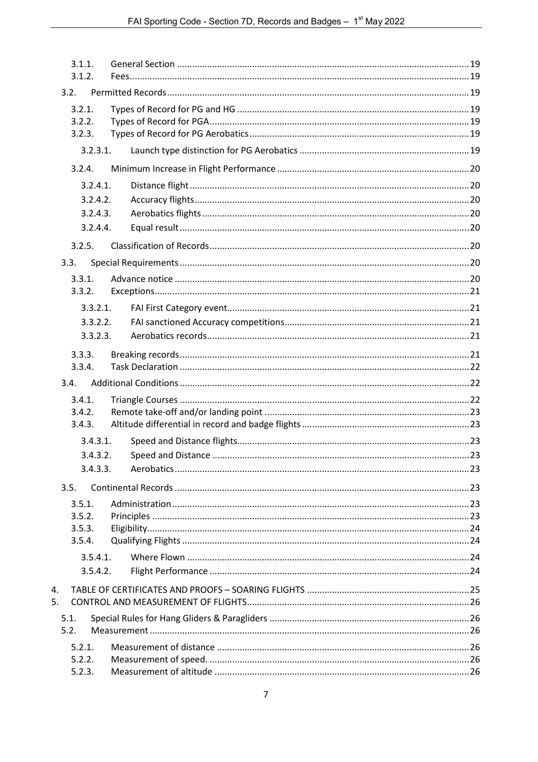3.1.1. General Section ... 19
3.1.2. Fees ... 19

3.2. Permitted Records ... 19

3.2.1. Types of Record for PG and HG ... 19
3.2.2. Types of Record for PGA ... 19
3.2.3. Types of Record for PG Aerobatics ... 19

3.2.3.1. Launch type distinction for PG Aerobatics ... 19

3.2.4. Minimum Increase in Flight Performance ... 20

3.2.4.1. Distance flight ... 20
3.2.4.2. Accuracy flights ... 20
3.2.4.3. Aerobatics flights ... 20
3.2.4.4. Equal result ... 20

3.2.5. Classification of Records ... 20

3.3. Special Requirements ... 20

3.3.1. Advance notice ... 20
3.3.2. Exceptions ... 21

3.3.2.1. FAI First Category event ... 21
3.3.2.2. FAI sanctioned Accuracy competitions ... 21
3.3.2.3. Aerobatics records ... 21

3.3.3. Breaking records ... 21
3.3.4. Task Declaration ... 22

3.4. Additional Conditions ... 22

3.4.1. Triangle Courses ... 22
3.4.2. Remote take-off and/or landing point ... 23
3.4.3. Altitude differential in record and badge flights ... 23

3.4.3.1. Speed and Distance flights ... 23
3.4.3.2. Speed and Distance ... 23
3.4.3.3. Aerobatics ... 23

3.5. Continental Records ... 23

3.5.1. Administration ... 23
3.5.2. Principles ... 23
3.5.3. Eligibility ... 24
3.5.4. Qualifying Flights ... 24

3.5.4.1. Where Flown ... 24
3.5.4.2. Flight Performance ... 24

4. TABLE OF CERTIFICATES AND PROOFS – SOARING FLIGHTS ... 25
5. CONTROL AND MEASUREMENT OF FLIGHTS ... 26

5.1. Special Rules for Hang Gliders & Paragliders ... 26
5.2. Measurement ... 26

5.2.1. Measurement of distance ... 26
5.2.2. Measurement of speed. ... 26
5.2.3. Measurement of altitude ... 26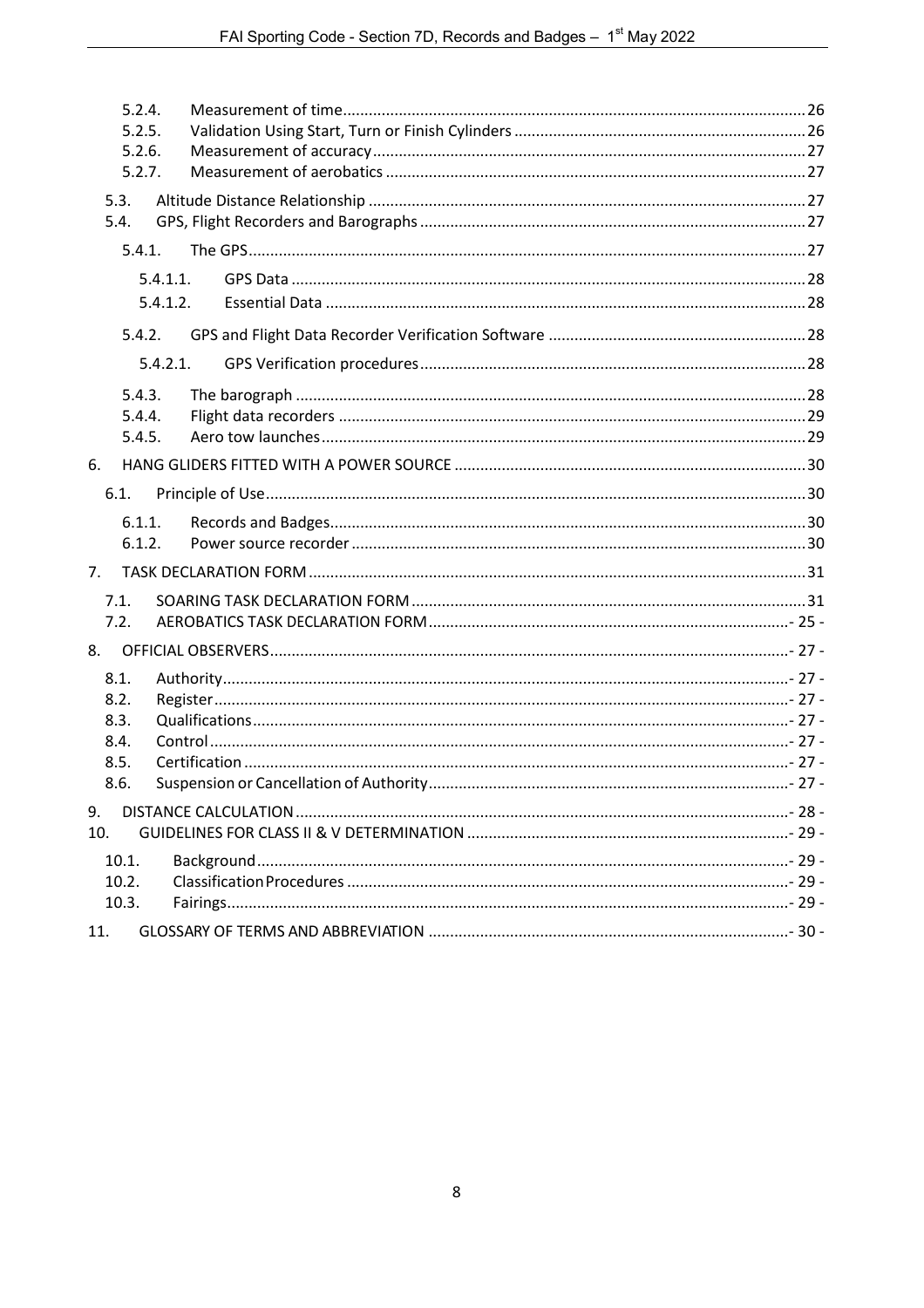5.2.4. Measurement of time ... 26
5.2.5. Validation Using Start, Turn or Finish Cylinders ... 26
5.2.6. Measurement of accuracy ... 27
5.2.7. Measurement of aerobatics ... 27

5.3. Altitude Distance Relationship ... 27
5.4. GPS, Flight Recorders and Barographs ... 27

5.4.1. The GPS ... 27

5.4.1.1. GPS Data ... 28
5.4.1.2. Essential Data ... 28

5.4.2. GPS and Flight Data Recorder Verification Software ... 28

5.4.2.1. GPS Verification procedures ... 28

5.4.3. The barograph ... 28
5.4.4. Flight data recorders ... 29
5.4.5. Aero tow launches ... 29

6. HANG GLIDERS FITTED WITH A POWER SOURCE ... 30

6.1. Principle of Use ... 30

6.1.1. Records and Badges ... 30
6.1.2. Power source recorder ... 30

7. TASK DECLARATION FORM ... 31

7.1. SOARING TASK DECLARATION FORM ... 31
7.2. AEROBATICS TASK DECLARATION FORM ... - 25 -

8. OFFICIAL OBSERVERS ... - 27 -

8.1. Authority ... - 27 -
8.2. Register ... - 27 -
8.3. Qualifications ... - 27 -
8.4. Control ... - 27 -
8.5. Certification ... - 27 -
8.6. Suspension or Cancellation of Authority ... - 27 -

9. DISTANCE CALCULATION ... - 28 -
10. GUIDELINES FOR CLASS II & V DETERMINATION ... - 29 -

10.1. Background ... - 29 -
10.2. Classification Procedures ... - 29 -
10.3. Fairings ... - 29 -

11. GLOSSARY OF TERMS AND ABBREVIATION ... - 30 -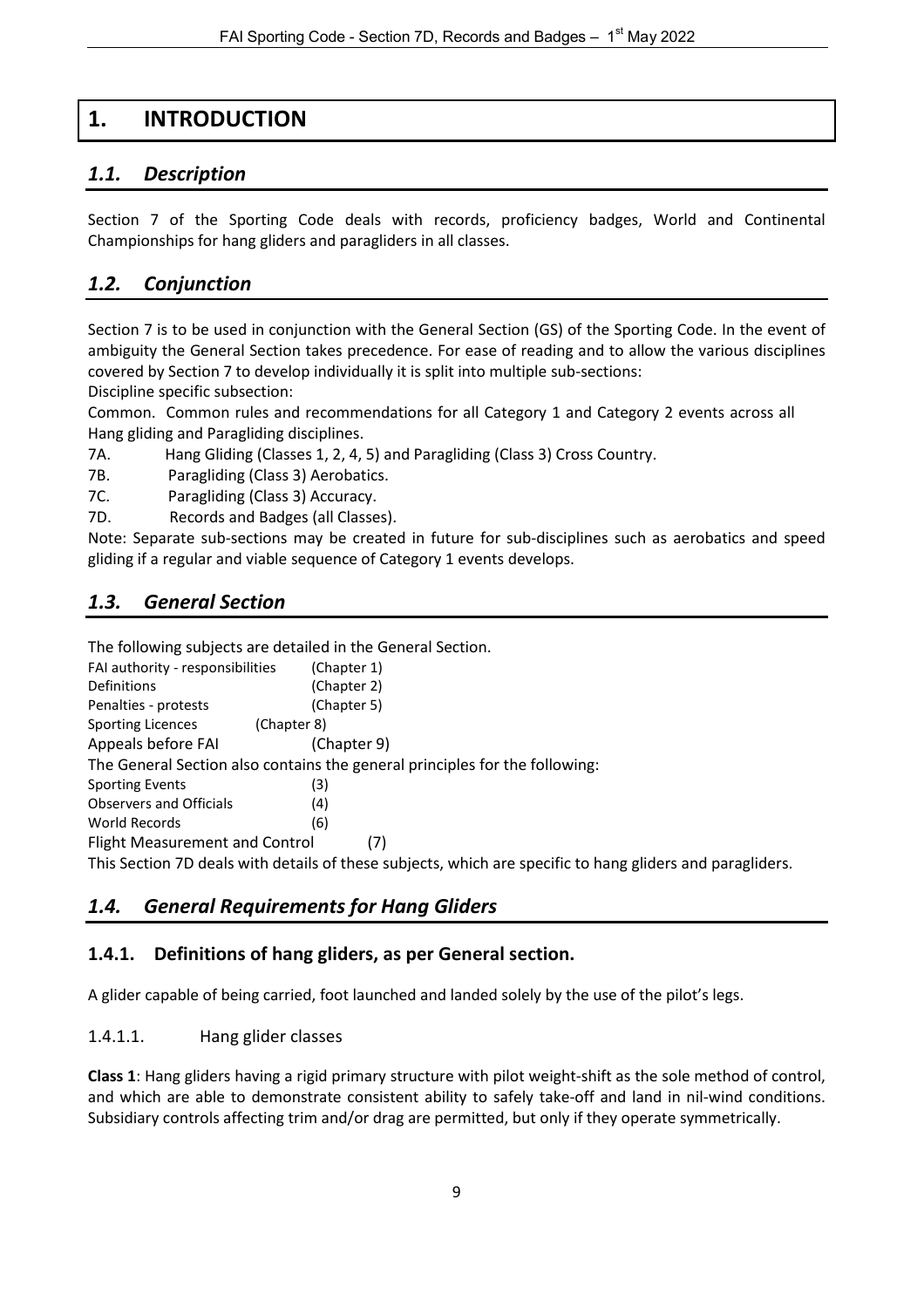# 1. INTRODUCTION

## *1.1. Description*

Section 7 of the Sporting Code deals with records, proficiency badges, World and Continental Championships for hang gliders and paragliders in all classes.

## *1.2. Conjunction*

Section 7 is to be used in conjunction with the General Section (GS) of the Sporting Code. In the event of ambiguity the General Section takes precedence. For ease of reading and to allow the various disciplines covered by Section 7 to develop individually it is split into multiple sub-sections:

Discipline specific subsection:

Common. Common rules and recommendations for all Category 1 and Category 2 events across all Hang gliding and Paragliding disciplines.

7A. Hang Gliding (Classes 1, 2, 4, 5) and Paragliding (Class 3) Cross Country.

7B. Paragliding (Class 3) Aerobatics.

7C. Paragliding (Class 3) Accuracy.

7D. Records and Badges (all Classes).

Note: Separate sub-sections may be created in future for sub-disciplines such as aerobatics and speed gliding if a regular and viable sequence of Category 1 events develops.

## *1.3. General Section*

The following subjects are detailed in the General Section.

FAI authority - responsibilities (Chapter 1)
Definitions (Chapter 2)
Penalties - protests (Chapter 5)
Sporting Licences (Chapter 8)
Appeals before FAI (Chapter 9)

The General Section also contains the general principles for the following:

Sporting Events (3)
Observers and Officials (4)
World Records (6)
Flight Measurement and Control (7)

This Section 7D deals with details of these subjects, which are specific to hang gliders and paragliders.

## *1.4. General Requirements for Hang Gliders*

### 1.4.1. Definitions of hang gliders, as per General section.

A glider capable of being carried, foot launched and landed solely by the use of the pilot's legs.

#### 1.4.1.1. Hang glider classes

**Class 1**: Hang gliders having a rigid primary structure with pilot weight-shift as the sole method of control, and which are able to demonstrate consistent ability to safely take-off and land in nil-wind conditions. Subsidiary controls affecting trim and/or drag are permitted, but only if they operate symmetrically.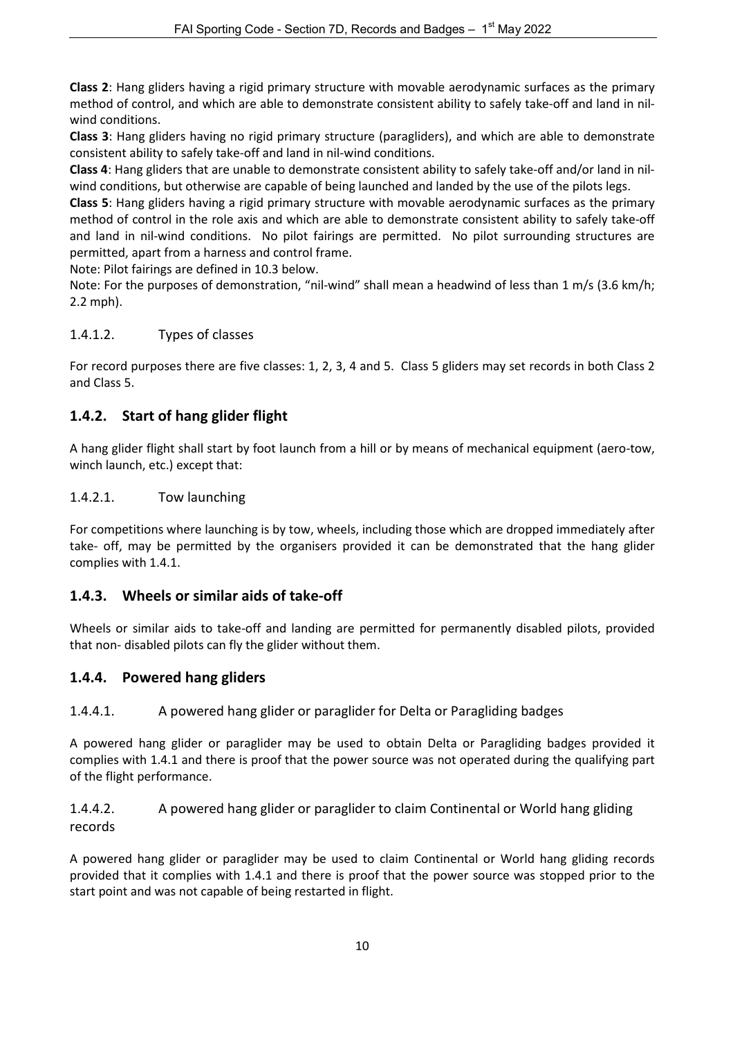**Class 2**: Hang gliders having a rigid primary structure with movable aerodynamic surfaces as the primary method of control, and which are able to demonstrate consistent ability to safely take-off and land in nil-wind conditions.

**Class 3**: Hang gliders having no rigid primary structure (paragliders), and which are able to demonstrate consistent ability to safely take-off and land in nil-wind conditions.

**Class 4**: Hang gliders that are unable to demonstrate consistent ability to safely take-off and/or land in nil-wind conditions, but otherwise are capable of being launched and landed by the use of the pilots legs.

**Class 5**: Hang gliders having a rigid primary structure with movable aerodynamic surfaces as the primary method of control in the role axis and which are able to demonstrate consistent ability to safely take-off and land in nil-wind conditions. No pilot fairings are permitted. No pilot surrounding structures are permitted, apart from a harness and control frame.

Note: Pilot fairings are defined in 10.3 below.

Note: For the purposes of demonstration, "nil-wind" shall mean a headwind of less than 1 m/s (3.6 km/h; 2.2 mph).

#### 1.4.1.2. Types of classes

For record purposes there are five classes: 1, 2, 3, 4 and 5. Class 5 gliders may set records in both Class 2 and Class 5.

### 1.4.2. Start of hang glider flight

A hang glider flight shall start by foot launch from a hill or by means of mechanical equipment (aero-tow, winch launch, etc.) except that:

#### 1.4.2.1. Tow launching

For competitions where launching is by tow, wheels, including those which are dropped immediately after take- off, may be permitted by the organisers provided it can be demonstrated that the hang glider complies with 1.4.1.

### 1.4.3. Wheels or similar aids of take-off

Wheels or similar aids to take-off and landing are permitted for permanently disabled pilots, provided that non- disabled pilots can fly the glider without them.

### 1.4.4. Powered hang gliders

#### 1.4.4.1. A powered hang glider or paraglider for Delta or Paragliding badges

A powered hang glider or paraglider may be used to obtain Delta or Paragliding badges provided it complies with 1.4.1 and there is proof that the power source was not operated during the qualifying part of the flight performance.

#### 1.4.4.2. A powered hang glider or paraglider to claim Continental or World hang gliding records

A powered hang glider or paraglider may be used to claim Continental or World hang gliding records provided that it complies with 1.4.1 and there is proof that the power source was stopped prior to the start point and was not capable of being restarted in flight.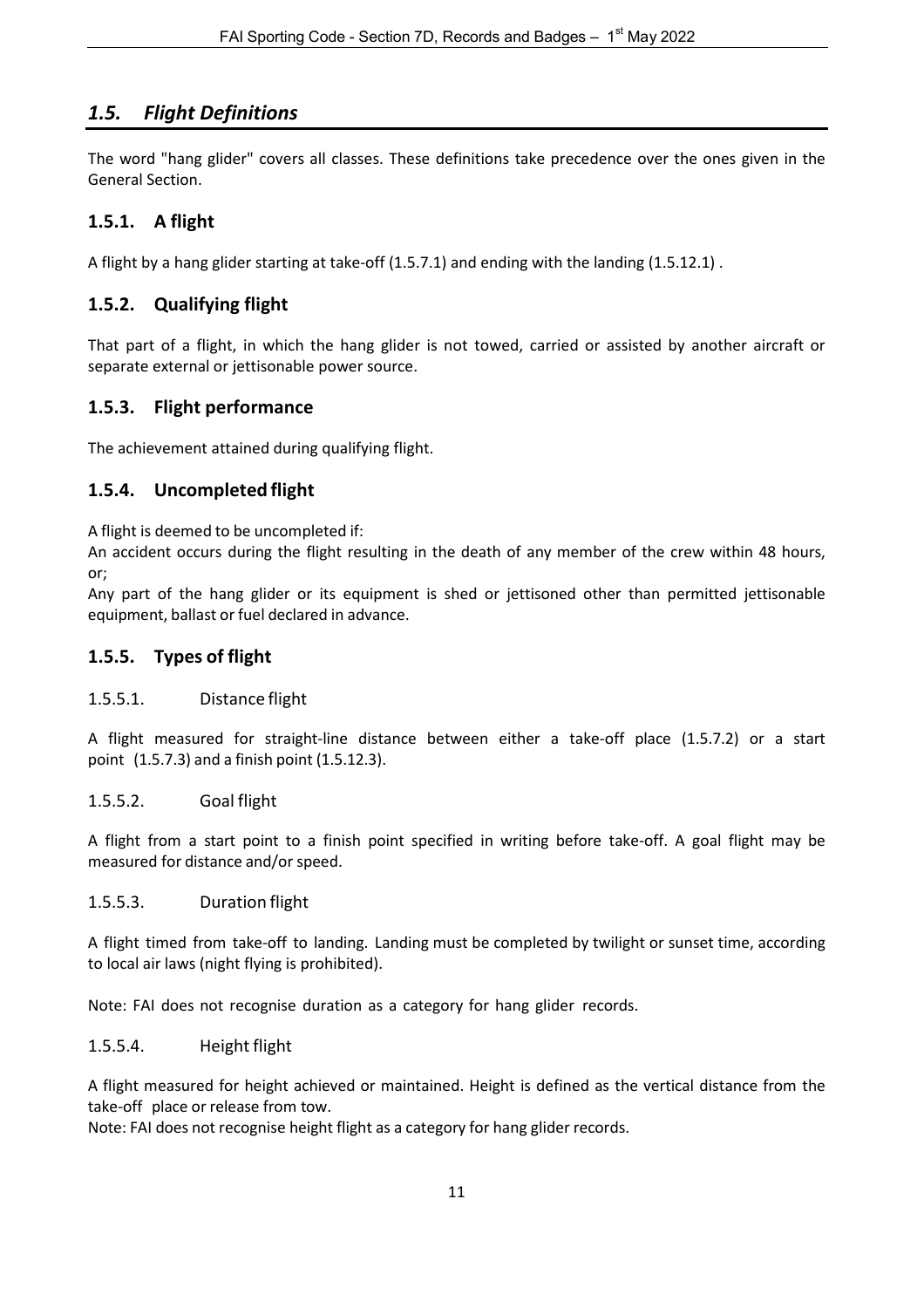## *1.5. Flight Definitions*

The word "hang glider" covers all classes. These definitions take precedence over the ones given in the General Section.

### 1.5.1. A flight

A flight by a hang glider starting at take-off (1.5.7.1) and ending with the landing (1.5.12.1) .

### 1.5.2. Qualifying flight

That part of a flight, in which the hang glider is not towed, carried or assisted by another aircraft or separate external or jettisonable power source.

### 1.5.3. Flight performance

The achievement attained during qualifying flight.

### 1.5.4. Uncompleted flight

A flight is deemed to be uncompleted if:

An accident occurs during the flight resulting in the death of any member of the crew within 48 hours, or;

Any part of the hang glider or its equipment is shed or jettisoned other than permitted jettisonable equipment, ballast or fuel declared in advance.

### 1.5.5. Types of flight

#### 1.5.5.1. Distance flight

A flight measured for straight-line distance between either a take-off place (1.5.7.2) or a start point (1.5.7.3) and a finish point (1.5.12.3).

#### 1.5.5.2. Goal flight

A flight from a start point to a finish point specified in writing before take-off. A goal flight may be measured for distance and/or speed.

#### 1.5.5.3. Duration flight

A flight timed from take-off to landing. Landing must be completed by twilight or sunset time, according to local air laws (night flying is prohibited).

Note: FAI does not recognise duration as a category for hang glider records.

#### 1.5.5.4. Height flight

A flight measured for height achieved or maintained. Height is defined as the vertical distance from the take-off place or release from tow.

Note: FAI does not recognise height flight as a category for hang glider records.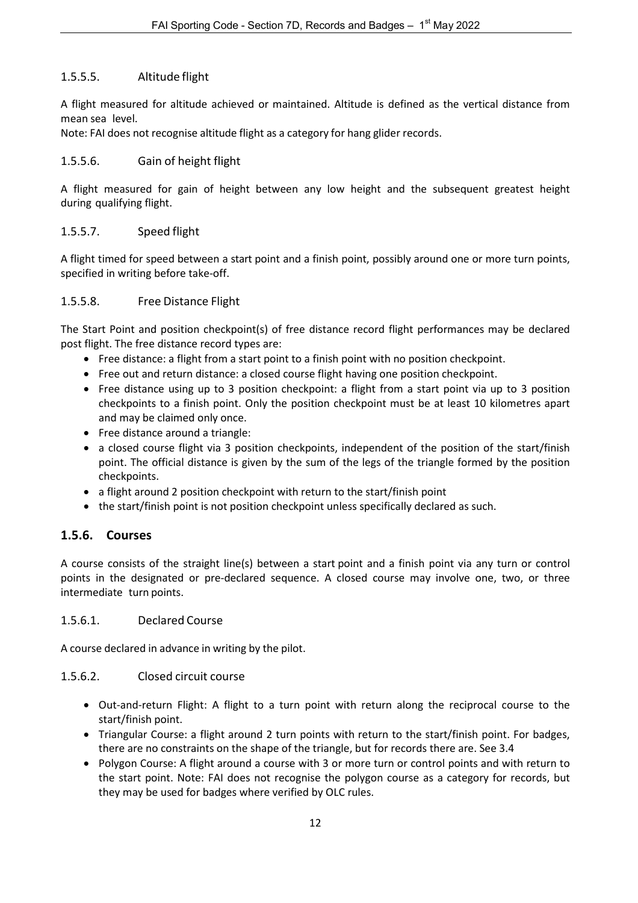#### 1.5.5.5. Altitude flight

A flight measured for altitude achieved or maintained. Altitude is defined as the vertical distance from mean sea level.
Note: FAI does not recognise altitude flight as a category for hang glider records.

#### 1.5.5.6. Gain of height flight

A flight measured for gain of height between any low height and the subsequent greatest height during qualifying flight.

#### 1.5.5.7. Speed flight

A flight timed for speed between a start point and a finish point, possibly around one or more turn points, specified in writing before take-off.

#### 1.5.5.8. Free Distance Flight

The Start Point and position checkpoint(s) of free distance record flight performances may be declared post flight. The free distance record types are:

- Free distance: a flight from a start point to a finish point with no position checkpoint.
- Free out and return distance: a closed course flight having one position checkpoint.
- Free distance using up to 3 position checkpoint: a flight from a start point via up to 3 position checkpoints to a finish point. Only the position checkpoint must be at least 10 kilometres apart and may be claimed only once.
- Free distance around a triangle:
- a closed course flight via 3 position checkpoints, independent of the position of the start/finish point. The official distance is given by the sum of the legs of the triangle formed by the position checkpoints.
- a flight around 2 position checkpoint with return to the start/finish point
- the start/finish point is not position checkpoint unless specifically declared as such.

### 1.5.6. Courses

A course consists of the straight line(s) between a start point and a finish point via any turn or control points in the designated or pre-declared sequence. A closed course may involve one, two, or three intermediate turn points.

#### 1.5.6.1. Declared Course

A course declared in advance in writing by the pilot.

#### 1.5.6.2. Closed circuit course

- Out-and-return Flight: A flight to a turn point with return along the reciprocal course to the start/finish point.
- Triangular Course: a flight around 2 turn points with return to the start/finish point. For badges, there are no constraints on the shape of the triangle, but for records there are. See 3.4
- Polygon Course: A flight around a course with 3 or more turn or control points and with return to the start point. Note: FAI does not recognise the polygon course as a category for records, but they may be used for badges where verified by OLC rules.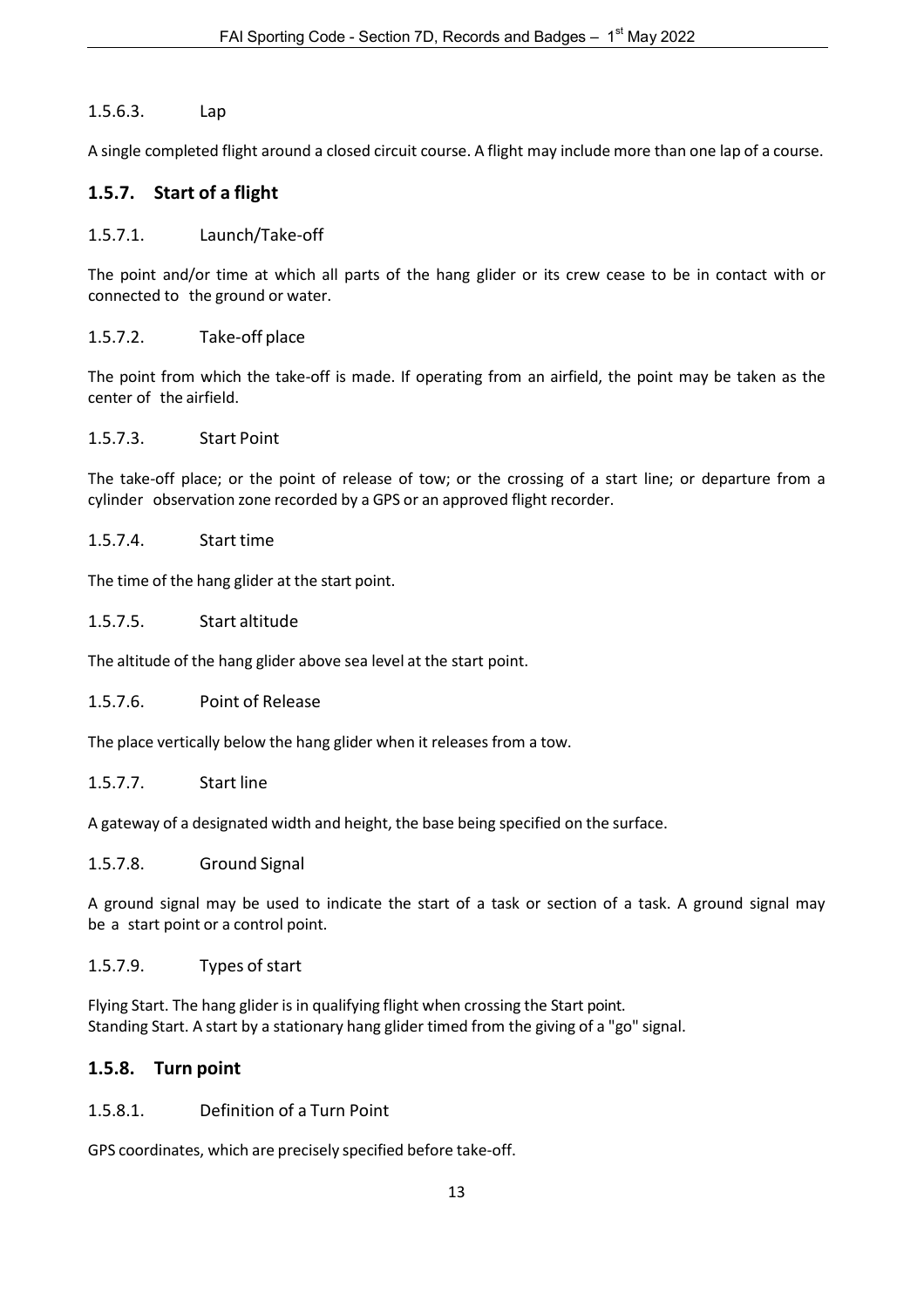#### 1.5.6.3. Lap

A single completed flight around a closed circuit course. A flight may include more than one lap of a course.

### 1.5.7. Start of a flight

#### 1.5.7.1. Launch/Take-off

The point and/or time at which all parts of the hang glider or its crew cease to be in contact with or connected to the ground or water.

#### 1.5.7.2. Take-off place

The point from which the take-off is made. If operating from an airfield, the point may be taken as the center of the airfield.

#### 1.5.7.3. Start Point

The take-off place; or the point of release of tow; or the crossing of a start line; or departure from a cylinder observation zone recorded by a GPS or an approved flight recorder.

#### 1.5.7.4. Start time

The time of the hang glider at the start point.

#### 1.5.7.5. Start altitude

The altitude of the hang glider above sea level at the start point.

#### 1.5.7.6. Point of Release

The place vertically below the hang glider when it releases from a tow.

#### 1.5.7.7. Start line

A gateway of a designated width and height, the base being specified on the surface.

#### 1.5.7.8. Ground Signal

A ground signal may be used to indicate the start of a task or section of a task. A ground signal may be a start point or a control point.

#### 1.5.7.9. Types of start

Flying Start. The hang glider is in qualifying flight when crossing the Start point.
Standing Start. A start by a stationary hang glider timed from the giving of a "go" signal.

### 1.5.8. Turn point

#### 1.5.8.1. Definition of a Turn Point

GPS coordinates, which are precisely specified before take-off.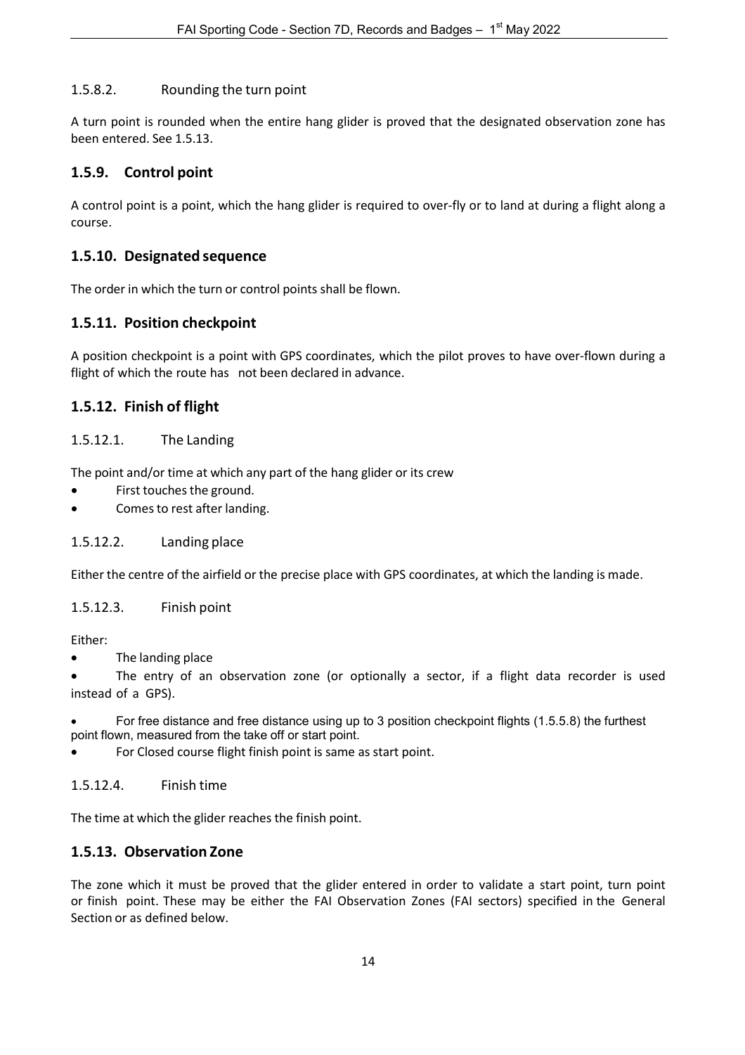#### 1.5.8.2. Rounding the turn point

A turn point is rounded when the entire hang glider is proved that the designated observation zone has been entered. See 1.5.13.

### 1.5.9. Control point

A control point is a point, which the hang glider is required to over-fly or to land at during a flight along a course.

### 1.5.10. Designated sequence

The order in which the turn or control points shall be flown.

### 1.5.11. Position checkpoint

A position checkpoint is a point with GPS coordinates, which the pilot proves to have over-flown during a flight of which the route has not been declared in advance.

### 1.5.12. Finish of flight

#### 1.5.12.1. The Landing

The point and/or time at which any part of the hang glider or its crew

- First touches the ground.
- Comes to rest after landing.

#### 1.5.12.2. Landing place

Either the centre of the airfield or the precise place with GPS coordinates, at which the landing is made.

#### 1.5.12.3. Finish point

Either:

- The landing place
- The entry of an observation zone (or optionally a sector, if a flight data recorder is used instead of a GPS).
- For free distance and free distance using up to 3 position checkpoint flights (1.5.5.8) the furthest point flown, measured from the take off or start point.
- For Closed course flight finish point is same as start point.

#### 1.5.12.4. Finish time

The time at which the glider reaches the finish point.

### 1.5.13. Observation Zone

The zone which it must be proved that the glider entered in order to validate a start point, turn point or finish point. These may be either the FAI Observation Zones (FAI sectors) specified in the General Section or as defined below.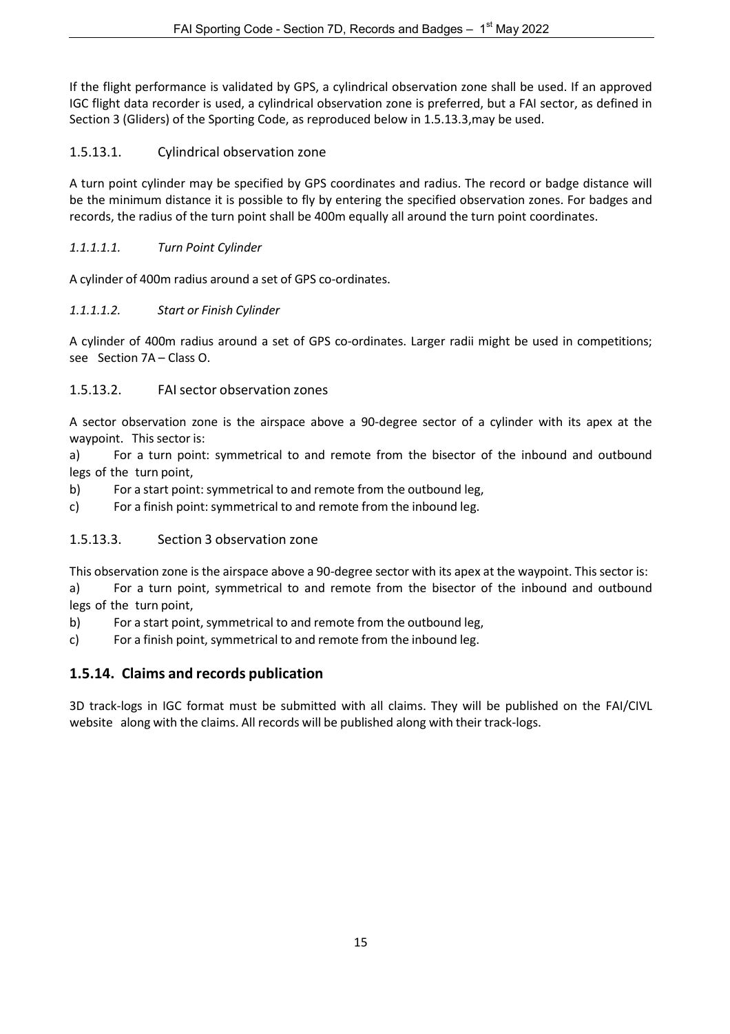If the flight performance is validated by GPS, a cylindrical observation zone shall be used. If an approved IGC flight data recorder is used, a cylindrical observation zone is preferred, but a FAI sector, as defined in Section 3 (Gliders) of the Sporting Code, as reproduced below in 1.5.13.3,may be used.

### 1.5.13.1. Cylindrical observation zone

A turn point cylinder may be specified by GPS coordinates and radius. The record or badge distance will be the minimum distance it is possible to fly by entering the specified observation zones. For badges and records, the radius of the turn point shall be 400m equally all around the turn point coordinates.

#### *1.1.1.1.1. Turn Point Cylinder*

A cylinder of 400m radius around a set of GPS co-ordinates.

#### *1.1.1.1.2. Start or Finish Cylinder*

A cylinder of 400m radius around a set of GPS co-ordinates. Larger radii might be used in competitions; see Section 7A – Class O.

### 1.5.13.2. FAI sector observation zones

A sector observation zone is the airspace above a 90-degree sector of a cylinder with its apex at the waypoint. This sector is:

a) For a turn point: symmetrical to and remote from the bisector of the inbound and outbound legs of the turn point,

b) For a start point: symmetrical to and remote from the outbound leg,

c) For a finish point: symmetrical to and remote from the inbound leg.

### 1.5.13.3. Section 3 observation zone

This observation zone is the airspace above a 90-degree sector with its apex at the waypoint. This sector is:

a) For a turn point, symmetrical to and remote from the bisector of the inbound and outbound legs of the turn point,

b) For a start point, symmetrical to and remote from the outbound leg,

c) For a finish point, symmetrical to and remote from the inbound leg.

## 1.5.14. Claims and records publication

3D track-logs in IGC format must be submitted with all claims. They will be published on the FAI/CIVL website along with the claims. All records will be published along with their track-logs.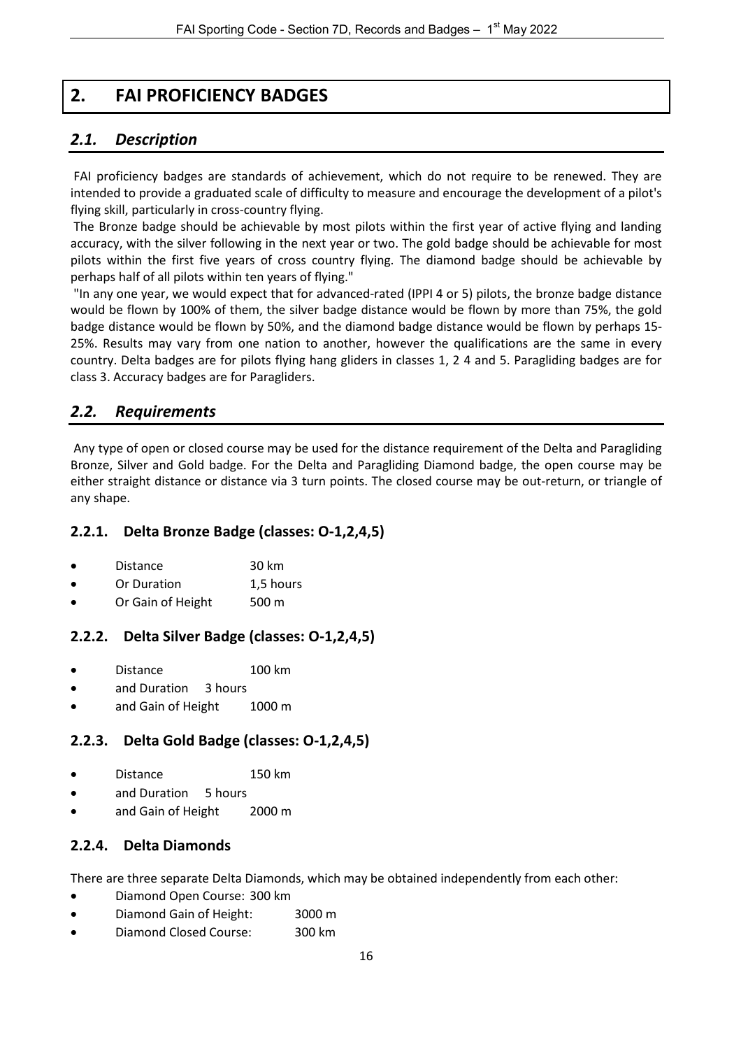# 2. FAI PROFICIENCY BADGES

## *2.1. Description*

FAI proficiency badges are standards of achievement, which do not require to be renewed. They are intended to provide a graduated scale of difficulty to measure and encourage the development of a pilot's flying skill, particularly in cross-country flying.

The Bronze badge should be achievable by most pilots within the first year of active flying and landing accuracy, with the silver following in the next year or two. The gold badge should be achievable for most pilots within the first five years of cross country flying. The diamond badge should be achievable by perhaps half of all pilots within ten years of flying."

"In any one year, we would expect that for advanced-rated (IPPI 4 or 5) pilots, the bronze badge distance would be flown by 100% of them, the silver badge distance would be flown by more than 75%, the gold badge distance would be flown by 50%, and the diamond badge distance would be flown by perhaps 15-25%. Results may vary from one nation to another, however the qualifications are the same in every country. Delta badges are for pilots flying hang gliders in classes 1, 2 4 and 5. Paragliding badges are for class 3. Accuracy badges are for Paragliders.

## *2.2. Requirements*

Any type of open or closed course may be used for the distance requirement of the Delta and Paragliding Bronze, Silver and Gold badge. For the Delta and Paragliding Diamond badge, the open course may be either straight distance or distance via 3 turn points. The closed course may be out-return, or triangle of any shape.

### 2.2.1. Delta Bronze Badge (classes: O-1,2,4,5)

- Distance 30 km
- Or Duration 1,5 hours
- Or Gain of Height 500 m

### 2.2.2. Delta Silver Badge (classes: O-1,2,4,5)

- Distance 100 km
- and Duration 3 hours
- and Gain of Height 1000 m

### 2.2.3. Delta Gold Badge (classes: O-1,2,4,5)

- Distance 150 km
- and Duration 5 hours
- and Gain of Height 2000 m

### 2.2.4. Delta Diamonds

There are three separate Delta Diamonds, which may be obtained independently from each other:

- Diamond Open Course: 300 km
- Diamond Gain of Height: 3000 m
- Diamond Closed Course: 300 km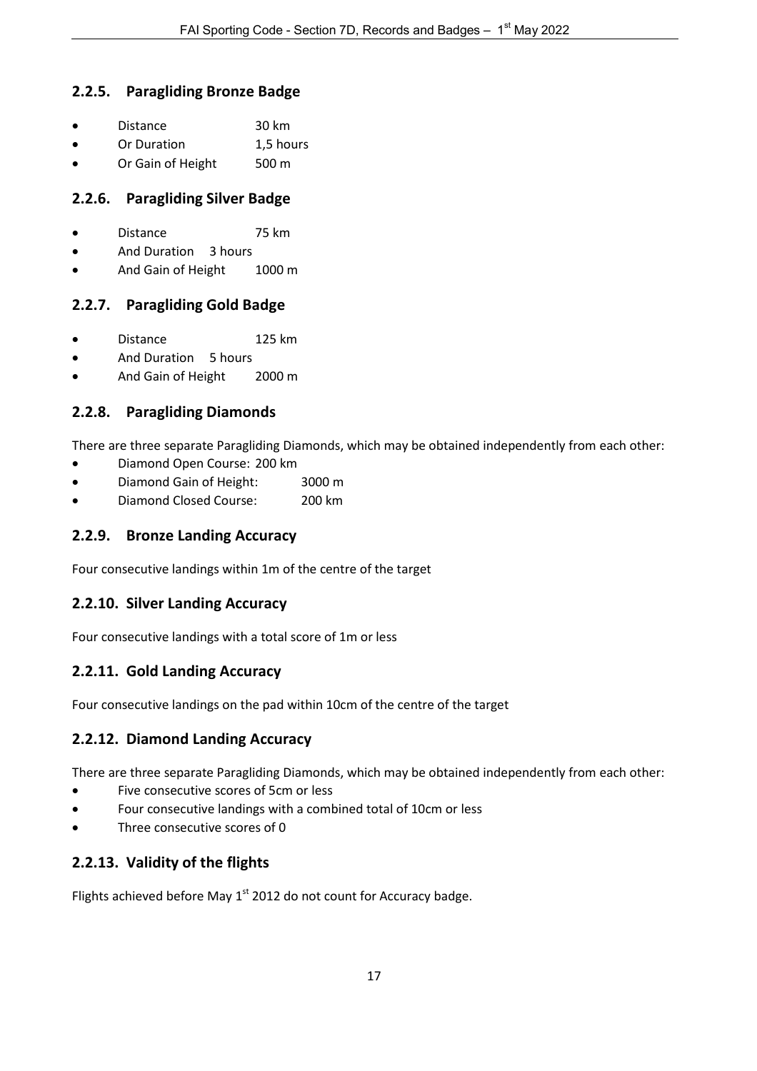### 2.2.5. Paragliding Bronze Badge

- Distance 30 km
- Or Duration 1,5 hours
- Or Gain of Height 500 m

### 2.2.6. Paragliding Silver Badge

- Distance 75 km
- And Duration 3 hours
- And Gain of Height 1000 m

### 2.2.7. Paragliding Gold Badge

- Distance 125 km
- And Duration 5 hours
- And Gain of Height 2000 m

### 2.2.8. Paragliding Diamonds

There are three separate Paragliding Diamonds, which may be obtained independently from each other:

- Diamond Open Course: 200 km
- Diamond Gain of Height: 3000 m
- Diamond Closed Course: 200 km

### 2.2.9. Bronze Landing Accuracy

Four consecutive landings within 1m of the centre of the target

### 2.2.10. Silver Landing Accuracy

Four consecutive landings with a total score of 1m or less

### 2.2.11. Gold Landing Accuracy

Four consecutive landings on the pad within 10cm of the centre of the target

### 2.2.12. Diamond Landing Accuracy

There are three separate Paragliding Diamonds, which may be obtained independently from each other:

- Five consecutive scores of 5cm or less
- Four consecutive landings with a combined total of 10cm or less
- Three consecutive scores of 0

### 2.2.13. Validity of the flights

Flights achieved before May 1st 2012 do not count for Accuracy badge.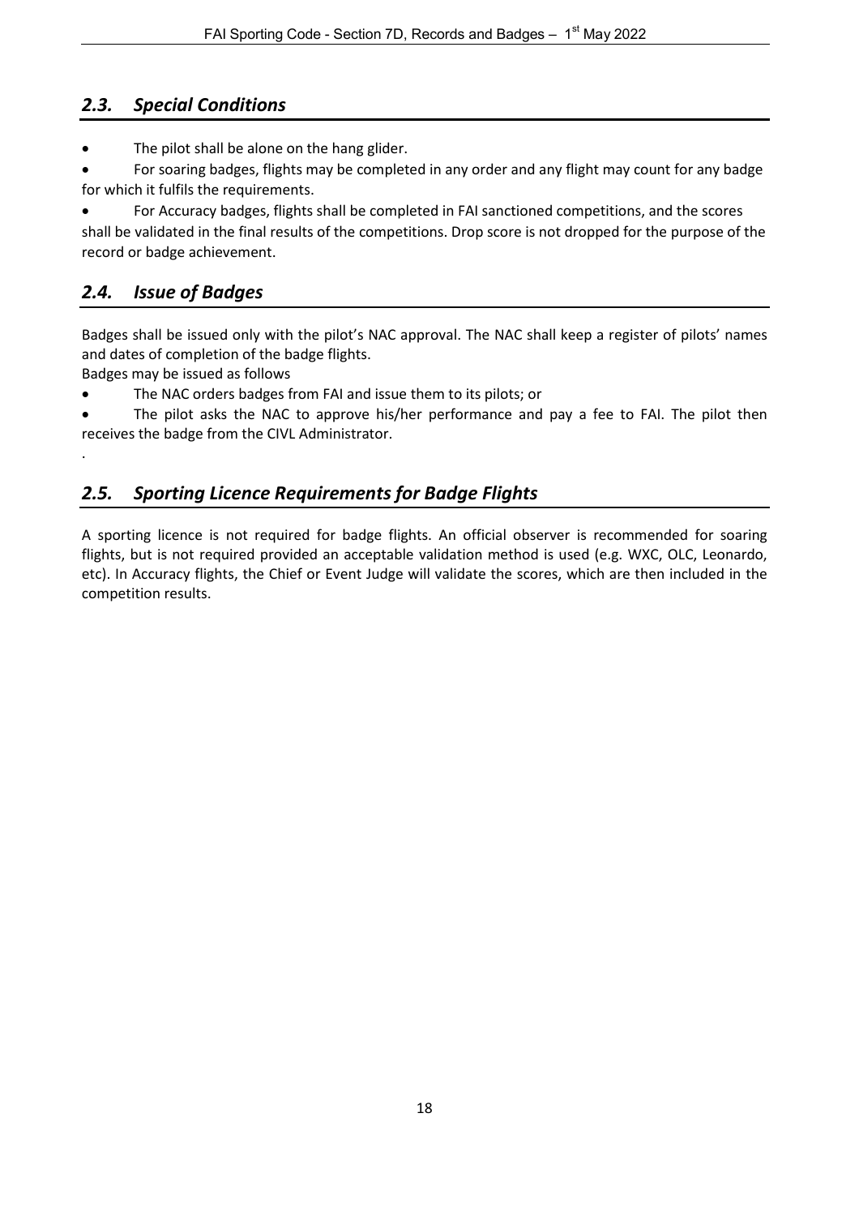## *2.3. Special Conditions*

- The pilot shall be alone on the hang glider.
- For soaring badges, flights may be completed in any order and any flight may count for any badge for which it fulfils the requirements.
- For Accuracy badges, flights shall be completed in FAI sanctioned competitions, and the scores shall be validated in the final results of the competitions. Drop score is not dropped for the purpose of the record or badge achievement.

## *2.4. Issue of Badges*

Badges shall be issued only with the pilot's NAC approval. The NAC shall keep a register of pilots' names and dates of completion of the badge flights.

Badges may be issued as follows

- The NAC orders badges from FAI and issue them to its pilots; or
- The pilot asks the NAC to approve his/her performance and pay a fee to FAI. The pilot then receives the badge from the CIVL Administrator.

.

## *2.5. Sporting Licence Requirements for Badge Flights*

A sporting licence is not required for badge flights. An official observer is recommended for soaring flights, but is not required provided an acceptable validation method is used (e.g. WXC, OLC, Leonardo, etc). In Accuracy flights, the Chief or Event Judge will validate the scores, which are then included in the competition results.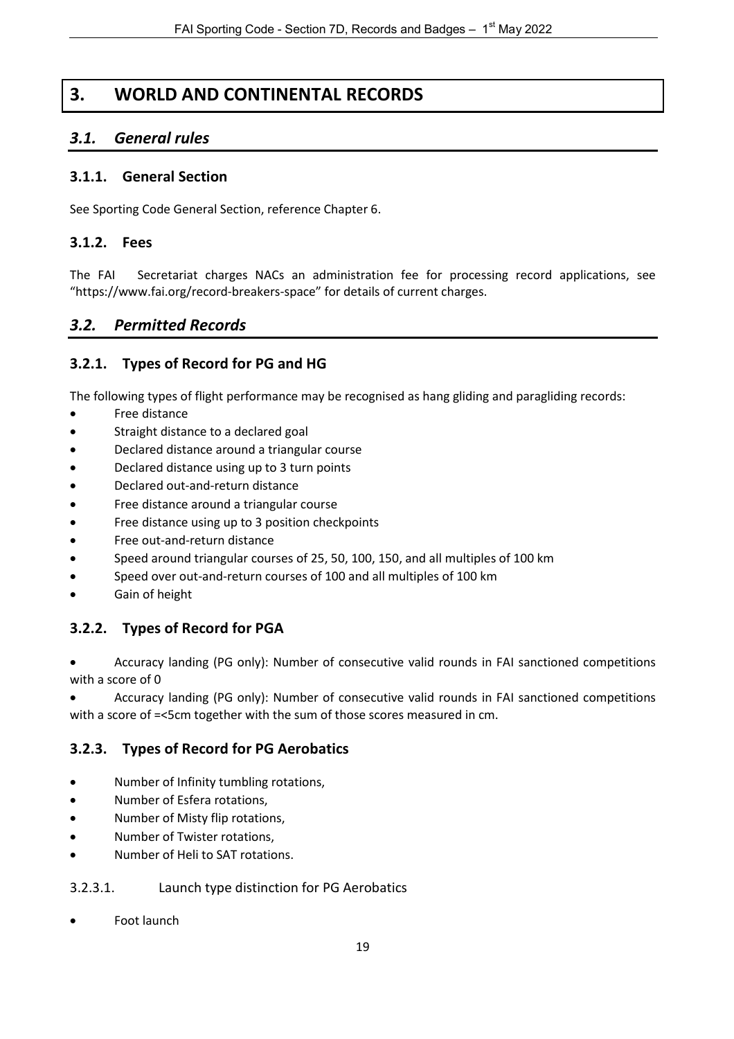# 3. WORLD AND CONTINENTAL RECORDS

## *3.1. General rules*

### 3.1.1. General Section

See Sporting Code General Section, reference Chapter 6.

### 3.1.2. Fees

The FAI Secretariat charges NACs an administration fee for processing record applications, see "https://www.fai.org/record-breakers-space" for details of current charges.

## *3.2. Permitted Records*

### 3.2.1. Types of Record for PG and HG

The following types of flight performance may be recognised as hang gliding and paragliding records:

- Free distance
- Straight distance to a declared goal
- Declared distance around a triangular course
- Declared distance using up to 3 turn points
- Declared out-and-return distance
- Free distance around a triangular course
- Free distance using up to 3 position checkpoints
- Free out-and-return distance
- Speed around triangular courses of 25, 50, 100, 150, and all multiples of 100 km
- Speed over out-and-return courses of 100 and all multiples of 100 km
- Gain of height

### 3.2.2. Types of Record for PGA

- Accuracy landing (PG only): Number of consecutive valid rounds in FAI sanctioned competitions with a score of 0
- Accuracy landing (PG only): Number of consecutive valid rounds in FAI sanctioned competitions with a score of =<5cm together with the sum of those scores measured in cm.

### 3.2.3. Types of Record for PG Aerobatics

- Number of Infinity tumbling rotations,
- Number of Esfera rotations,
- Number of Misty flip rotations,
- Number of Twister rotations,
- Number of Heli to SAT rotations.

#### 3.2.3.1. Launch type distinction for PG Aerobatics

- Foot launch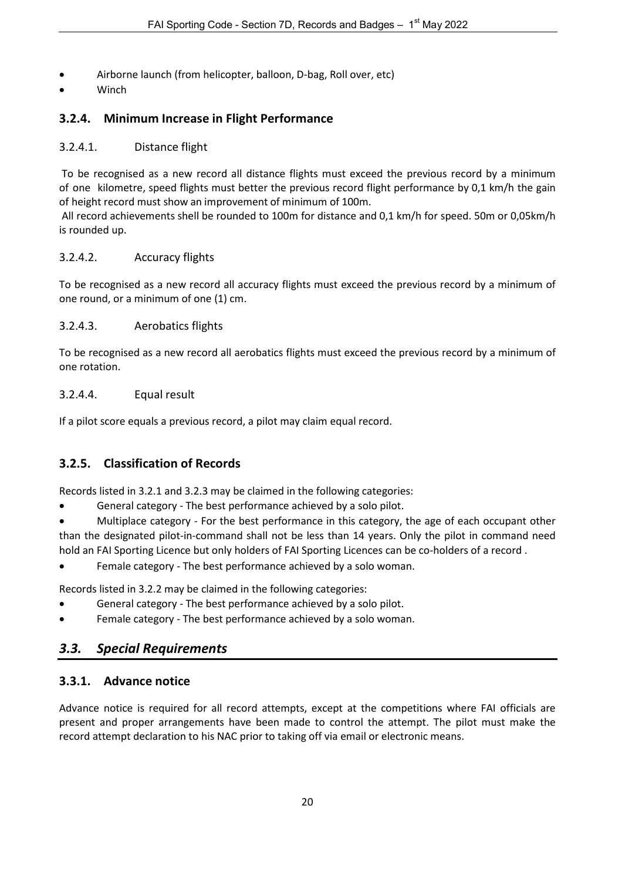- Airborne launch (from helicopter, balloon, D-bag, Roll over, etc)
- Winch

### 3.2.4. Minimum Increase in Flight Performance

#### 3.2.4.1. Distance flight

To be recognised as a new record all distance flights must exceed the previous record by a minimum of one kilometre, speed flights must better the previous record flight performance by 0,1 km/h the gain of height record must show an improvement of minimum of 100m.

All record achievements shell be rounded to 100m for distance and 0,1 km/h for speed. 50m or 0,05km/h is rounded up.

#### 3.2.4.2. Accuracy flights

To be recognised as a new record all accuracy flights must exceed the previous record by a minimum of one round, or a minimum of one (1) cm.

#### 3.2.4.3. Aerobatics flights

To be recognised as a new record all aerobatics flights must exceed the previous record by a minimum of one rotation.

#### 3.2.4.4. Equal result

If a pilot score equals a previous record, a pilot may claim equal record.

### 3.2.5. Classification of Records

Records listed in 3.2.1 and 3.2.3 may be claimed in the following categories:

- General category - The best performance achieved by a solo pilot.
- Multiplace category - For the best performance in this category, the age of each occupant other than the designated pilot-in-command shall not be less than 14 years. Only the pilot in command need hold an FAI Sporting Licence but only holders of FAI Sporting Licences can be co-holders of a record .
- Female category - The best performance achieved by a solo woman.

Records listed in 3.2.2 may be claimed in the following categories:

- General category - The best performance achieved by a solo pilot.
- Female category - The best performance achieved by a solo woman.

## *3.3. Special Requirements*

### 3.3.1. Advance notice

Advance notice is required for all record attempts, except at the competitions where FAI officials are present and proper arrangements have been made to control the attempt. The pilot must make the record attempt declaration to his NAC prior to taking off via email or electronic means.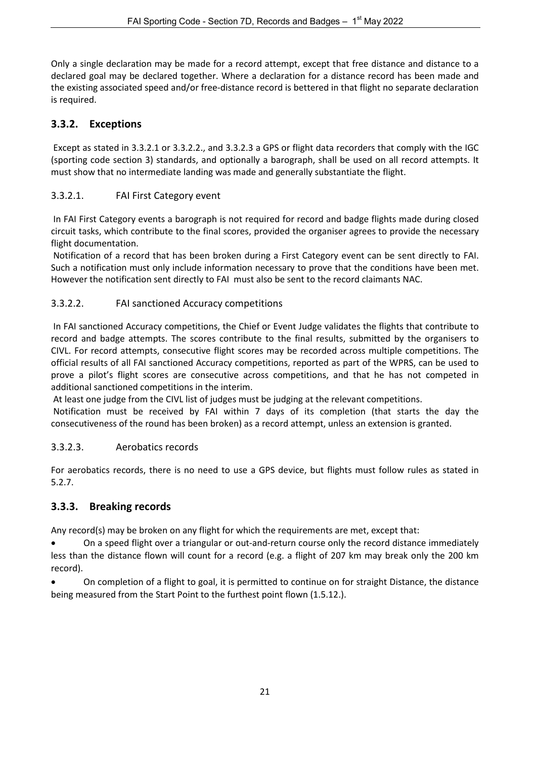Only a single declaration may be made for a record attempt, except that free distance and distance to a declared goal may be declared together. Where a declaration for a distance record has been made and the existing associated speed and/or free-distance record is bettered in that flight no separate declaration is required.

## 3.3.2. Exceptions

Except as stated in 3.3.2.1 or 3.3.2.2., and 3.3.2.3 a GPS or flight data recorders that comply with the IGC (sporting code section 3) standards, and optionally a barograph, shall be used on all record attempts. It must show that no intermediate landing was made and generally substantiate the flight.

### 3.3.2.1. FAI First Category event

In FAI First Category events a barograph is not required for record and badge flights made during closed circuit tasks, which contribute to the final scores, provided the organiser agrees to provide the necessary flight documentation.

Notification of a record that has been broken during a First Category event can be sent directly to FAI. Such a notification must only include information necessary to prove that the conditions have been met. However the notification sent directly to FAI must also be sent to the record claimants NAC.

### 3.3.2.2. FAI sanctioned Accuracy competitions

In FAI sanctioned Accuracy competitions, the Chief or Event Judge validates the flights that contribute to record and badge attempts. The scores contribute to the final results, submitted by the organisers to CIVL. For record attempts, consecutive flight scores may be recorded across multiple competitions. The official results of all FAI sanctioned Accuracy competitions, reported as part of the WPRS, can be used to prove a pilot's flight scores are consecutive across competitions, and that he has not competed in additional sanctioned competitions in the interim.

At least one judge from the CIVL list of judges must be judging at the relevant competitions.

Notification must be received by FAI within 7 days of its completion (that starts the day the consecutiveness of the round has been broken) as a record attempt, unless an extension is granted.

### 3.3.2.3. Aerobatics records

For aerobatics records, there is no need to use a GPS device, but flights must follow rules as stated in 5.2.7.

## 3.3.3. Breaking records

Any record(s) may be broken on any flight for which the requirements are met, except that:

- On a speed flight over a triangular or out-and-return course only the record distance immediately less than the distance flown will count for a record (e.g. a flight of 207 km may break only the 200 km record).
- On completion of a flight to goal, it is permitted to continue on for straight Distance, the distance being measured from the Start Point to the furthest point flown (1.5.12.).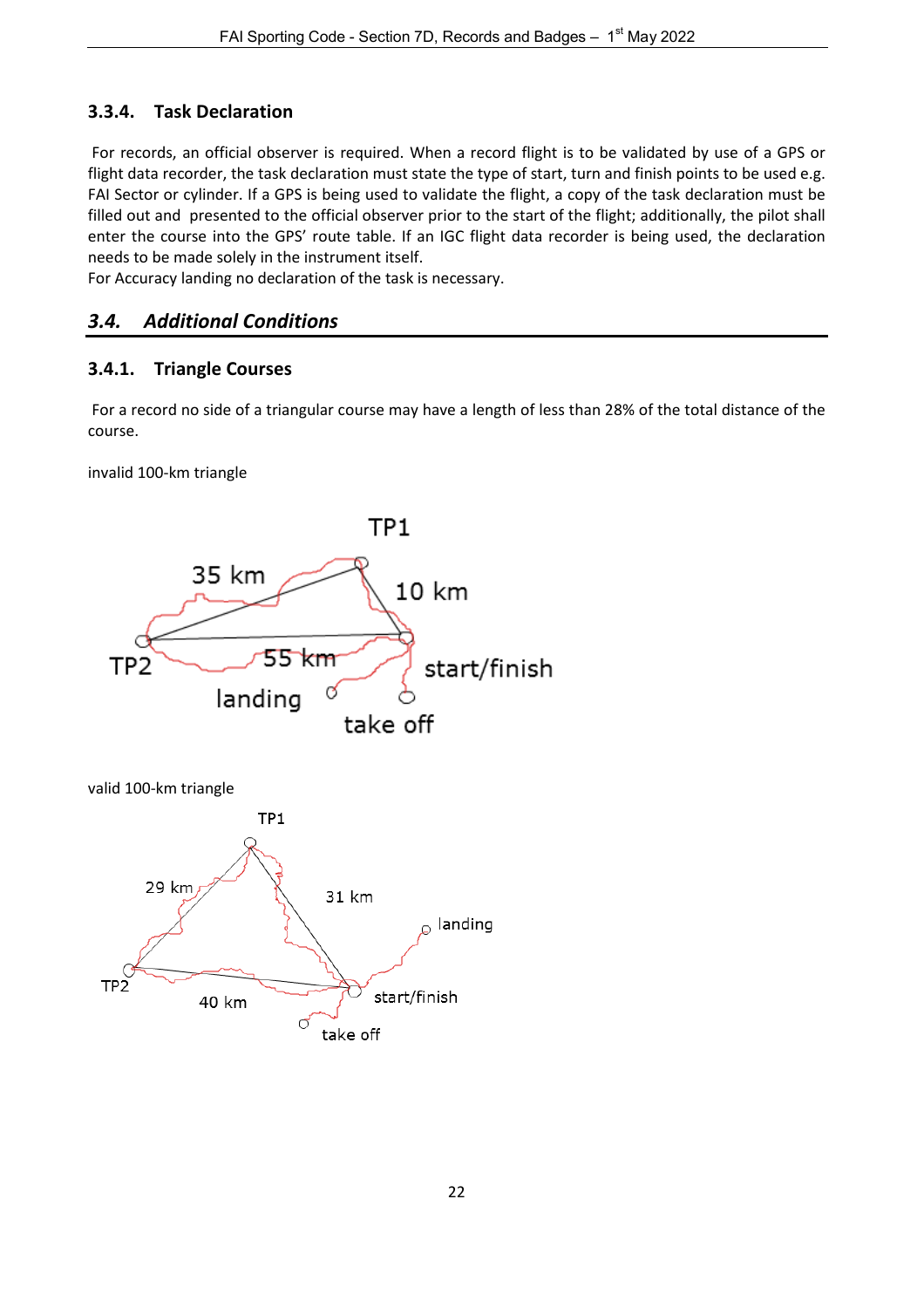### 3.3.4. Task Declaration

For records, an official observer is required. When a record flight is to be validated by use of a GPS or flight data recorder, the task declaration must state the type of start, turn and finish points to be used e.g. FAI Sector or cylinder. If a GPS is being used to validate the flight, a copy of the task declaration must be filled out and presented to the official observer prior to the start of the flight; additionally, the pilot shall enter the course into the GPS' route table. If an IGC flight data recorder is being used, the declaration needs to be made solely in the instrument itself.
For Accuracy landing no declaration of the task is necessary.

## *3.4. Additional Conditions*

### 3.4.1. Triangle Courses

For a record no side of a triangular course may have a length of less than 28% of the total distance of the course.

invalid 100-km triangle

TP1
35 km
10 km
TP2
55 km
start/finish
landing
take off

valid 100-km triangle

TP1
29 km
31 km
landing
TP2
40 km
start/finish
take off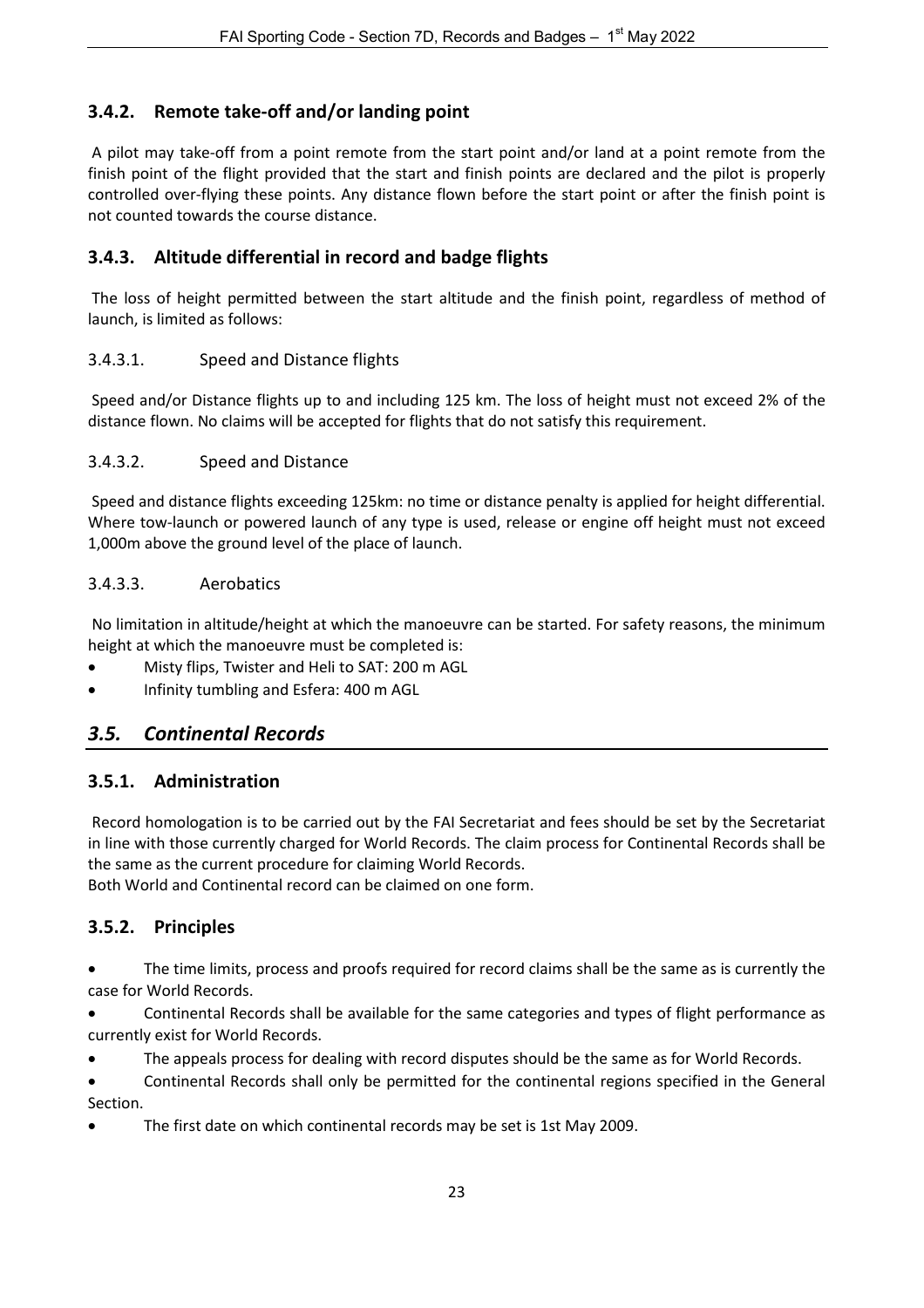### 3.4.2. Remote take-off and/or landing point

A pilot may take-off from a point remote from the start point and/or land at a point remote from the finish point of the flight provided that the start and finish points are declared and the pilot is properly controlled over-flying these points. Any distance flown before the start point or after the finish point is not counted towards the course distance.

### 3.4.3. Altitude differential in record and badge flights

The loss of height permitted between the start altitude and the finish point, regardless of method of launch, is limited as follows:

#### 3.4.3.1. Speed and Distance flights

Speed and/or Distance flights up to and including 125 km. The loss of height must not exceed 2% of the distance flown. No claims will be accepted for flights that do not satisfy this requirement.

#### 3.4.3.2. Speed and Distance

Speed and distance flights exceeding 125km: no time or distance penalty is applied for height differential. Where tow-launch or powered launch of any type is used, release or engine off height must not exceed 1,000m above the ground level of the place of launch.

#### 3.4.3.3. Aerobatics

No limitation in altitude/height at which the manoeuvre can be started. For safety reasons, the minimum height at which the manoeuvre must be completed is:

- Misty flips, Twister and Heli to SAT: 200 m AGL
- Infinity tumbling and Esfera: 400 m AGL

## *3.5. Continental Records*

### 3.5.1. Administration

Record homologation is to be carried out by the FAI Secretariat and fees should be set by the Secretariat in line with those currently charged for World Records. The claim process for Continental Records shall be the same as the current procedure for claiming World Records.
Both World and Continental record can be claimed on one form.

### 3.5.2. Principles

- The time limits, process and proofs required for record claims shall be the same as is currently the case for World Records.
- Continental Records shall be available for the same categories and types of flight performance as currently exist for World Records.
- The appeals process for dealing with record disputes should be the same as for World Records.
- Continental Records shall only be permitted for the continental regions specified in the General Section.
- The first date on which continental records may be set is 1st May 2009.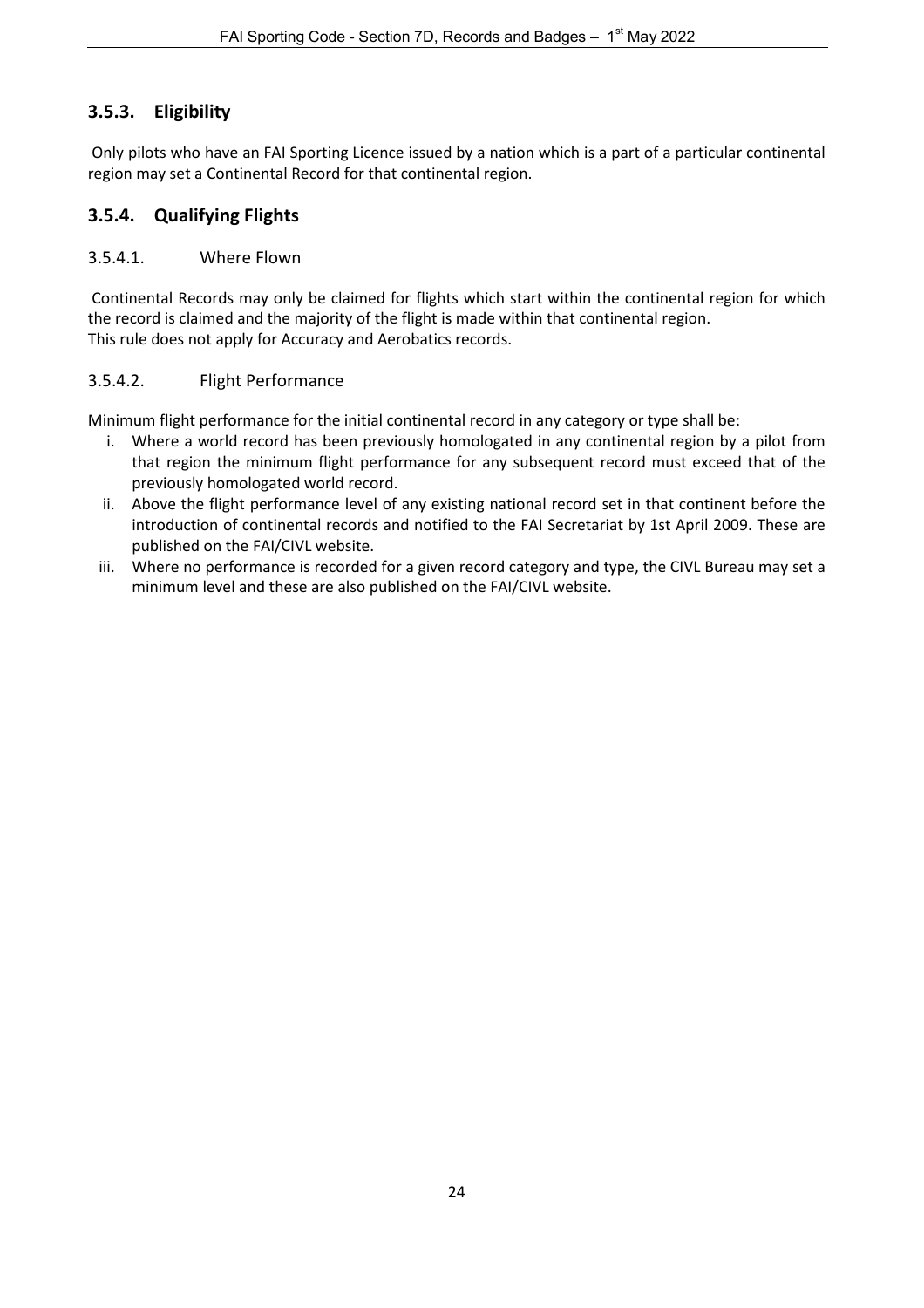### 3.5.3. Eligibility

Only pilots who have an FAI Sporting Licence issued by a nation which is a part of a particular continental region may set a Continental Record for that continental region.

### 3.5.4. Qualifying Flights

#### 3.5.4.1. Where Flown

Continental Records may only be claimed for flights which start within the continental region for which the record is claimed and the majority of the flight is made within that continental region.
This rule does not apply for Accuracy and Aerobatics records.

#### 3.5.4.2. Flight Performance

Minimum flight performance for the initial continental record in any category or type shall be:

1. Where a world record has been previously homologated in any continental region by a pilot from that region the minimum flight performance for any subsequent record must exceed that of the previously homologated world record.
2. Above the flight performance level of any existing national record set in that continent before the introduction of continental records and notified to the FAI Secretariat by 1st April 2009. These are published on the FAI/CIVL website.
3. Where no performance is recorded for a given record category and type, the CIVL Bureau may set a minimum level and these are also published on the FAI/CIVL website.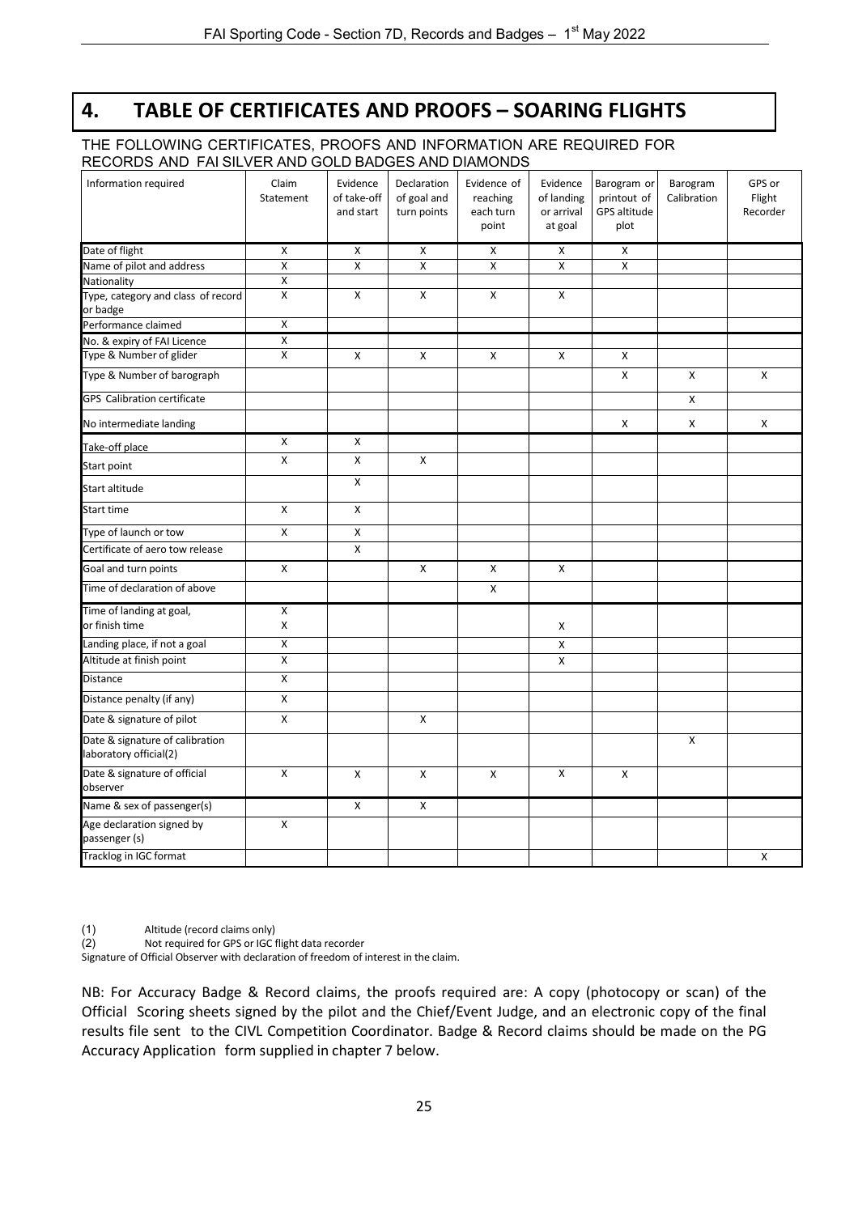# 4. TABLE OF CERTIFICATES AND PROOFS – SOARING FLIGHTS

THE FOLLOWING CERTIFICATES, PROOFS AND INFORMATION ARE REQUIRED FOR RECORDS AND FAI SILVER AND GOLD BADGES AND DIAMONDS

| Information required | Claim Statement | Evidence of take-off and start | Declaration of goal and turn points | Evidence of reaching each turn point | Evidence of landing or arrival at goal | Barogram or printout of GPS altitude plot | Barogram Calibration | GPS or Flight Recorder |
|---|---|---|---|---|---|---|---|---|
| Date of flight | X | X | X | X | X | X | | |
| Name of pilot and address | X | X | X | X | X | X | | |
| Nationality | X | | | | | | | |
| Type, category and class of record or badge | X | X | X | X | X | | | |
| Performance claimed | X | | | | | | | |
| No. & expiry of FAI Licence | X | | | | | | | |
| Type & Number of glider | X | X | X | X | X | X | | |
| Type & Number of barograph | | | | | | X | X | X |
| GPS Calibration certificate | | | | | | | X | |
| No intermediate landing | | | | | | X | X | X |
| Take-off place | X | X | | | | | | |
| Start point | X | X | X | | | | | |
| Start altitude | | X | | | | | | |
| Start time | X | X | | | | | | |
| Type of launch or tow | X | X | | | | | | |
| Certificate of aero tow release | | X | | | | | | |
| Goal and turn points | X | | X | X | X | | | |
| Time of declaration of above | | | | X | | | | |
| Time of landing at goal,<br>or finish time | X<br>X | | | | X | | | |
| Landing place, if not a goal | X | | | | X | | | |
| Altitude at finish point | X | | | | X | | | |
| Distance | X | | | | | | | |
| Distance penalty (if any) | X | | | | | | | |
| Date & signature of pilot | X | | X | | | | | |
| Date & signature of calibration laboratory official(2) | | | | | | | X | |
| Date & signature of official observer | X | X | X | X | X | X | | |
| Name & sex of passenger(s) | | X | X | | | | | |
| Age declaration signed by passenger (s) | X | | | | | | | |
| Tracklog in IGC format | | | | | | | | X |

(1) Altitude (record claims only)

(2) Not required for GPS or IGC flight data recorder

Signature of Official Observer with declaration of freedom of interest in the claim.

NB: For Accuracy Badge & Record claims, the proofs required are: A copy (photocopy or scan) of the Official Scoring sheets signed by the pilot and the Chief/Event Judge, and an electronic copy of the final results file sent to the CIVL Competition Coordinator. Badge & Record claims should be made on the PG Accuracy Application form supplied in chapter 7 below.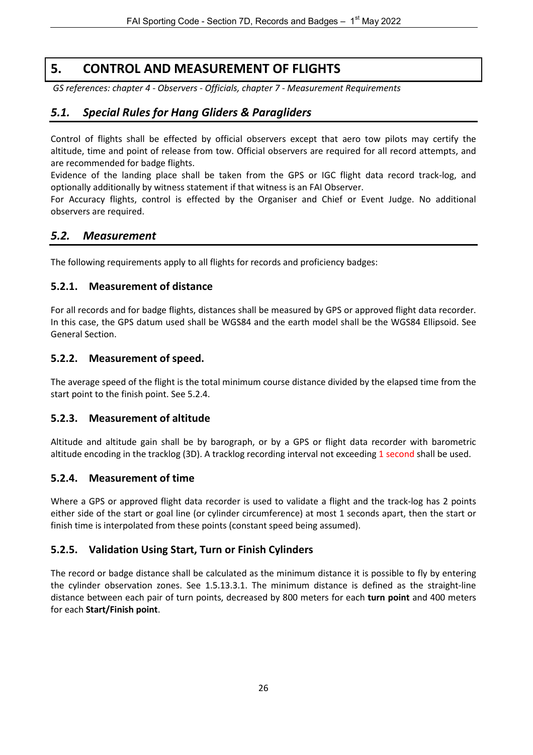# 5. CONTROL AND MEASUREMENT OF FLIGHTS

*GS references: chapter 4 - Observers - Officials, chapter 7 - Measurement Requirements*

## *5.1. Special Rules for Hang Gliders & Paragliders*

Control of flights shall be effected by official observers except that aero tow pilots may certify the altitude, time and point of release from tow. Official observers are required for all record attempts, and are recommended for badge flights.

Evidence of the landing place shall be taken from the GPS or IGC flight data record track-log, and optionally additionally by witness statement if that witness is an FAI Observer.

For Accuracy flights, control is effected by the Organiser and Chief or Event Judge. No additional observers are required.

## *5.2. Measurement*

The following requirements apply to all flights for records and proficiency badges:

### 5.2.1. Measurement of distance

For all records and for badge flights, distances shall be measured by GPS or approved flight data recorder. In this case, the GPS datum used shall be WGS84 and the earth model shall be the WGS84 Ellipsoid. See General Section.

### 5.2.2. Measurement of speed.

The average speed of the flight is the total minimum course distance divided by the elapsed time from the start point to the finish point. See 5.2.4.

### 5.2.3. Measurement of altitude

Altitude and altitude gain shall be by barograph, or by a GPS or flight data recorder with barometric altitude encoding in the tracklog (3D). A tracklog recording interval not exceeding 1 second shall be used.

### 5.2.4. Measurement of time

Where a GPS or approved flight data recorder is used to validate a flight and the track-log has 2 points either side of the start or goal line (or cylinder circumference) at most 1 seconds apart, then the start or finish time is interpolated from these points (constant speed being assumed).

### 5.2.5. Validation Using Start, Turn or Finish Cylinders

The record or badge distance shall be calculated as the minimum distance it is possible to fly by entering the cylinder observation zones. See 1.5.13.3.1. The minimum distance is defined as the straight-line distance between each pair of turn points, decreased by 800 meters for each **turn point** and 400 meters for each **Start/Finish point**.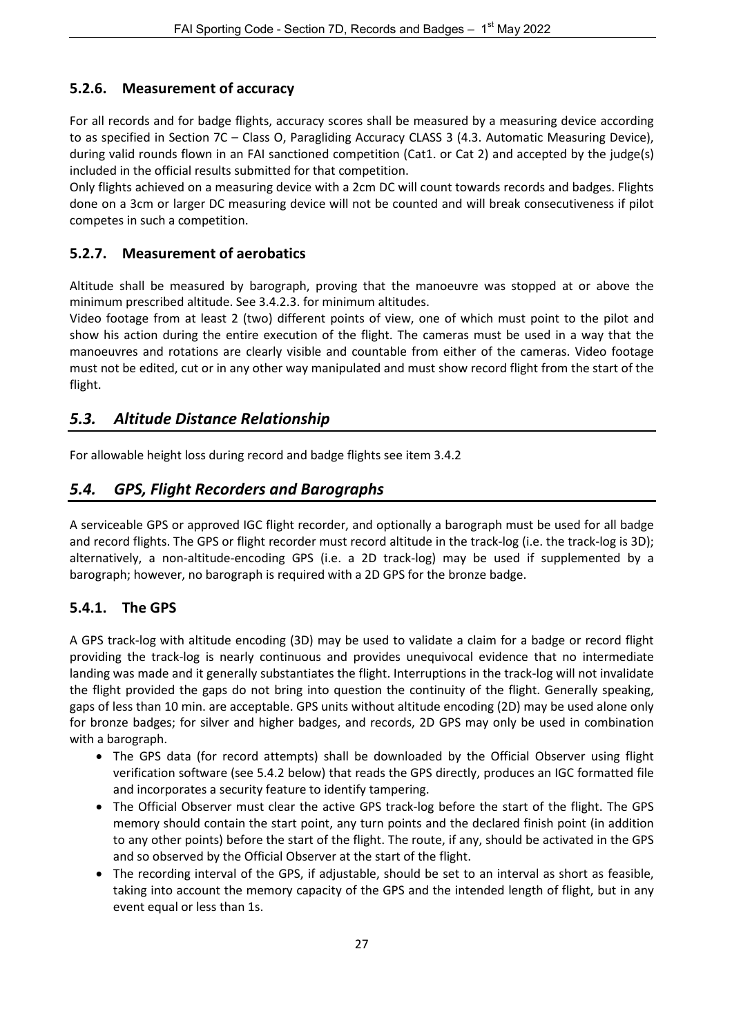### 5.2.6. Measurement of accuracy

For all records and for badge flights, accuracy scores shall be measured by a measuring device according to as specified in Section 7C – Class O, Paragliding Accuracy CLASS 3 (4.3. Automatic Measuring Device), during valid rounds flown in an FAI sanctioned competition (Cat1. or Cat 2) and accepted by the judge(s) included in the official results submitted for that competition.

Only flights achieved on a measuring device with a 2cm DC will count towards records and badges. Flights done on a 3cm or larger DC measuring device will not be counted and will break consecutiveness if pilot competes in such a competition.

### 5.2.7. Measurement of aerobatics

Altitude shall be measured by barograph, proving that the manoeuvre was stopped at or above the minimum prescribed altitude. See 3.4.2.3. for minimum altitudes.

Video footage from at least 2 (two) different points of view, one of which must point to the pilot and show his action during the entire execution of the flight. The cameras must be used in a way that the manoeuvres and rotations are clearly visible and countable from either of the cameras. Video footage must not be edited, cut or in any other way manipulated and must show record flight from the start of the flight.

## *5.3. Altitude Distance Relationship*

For allowable height loss during record and badge flights see item 3.4.2

## *5.4. GPS, Flight Recorders and Barographs*

A serviceable GPS or approved IGC flight recorder, and optionally a barograph must be used for all badge and record flights. The GPS or flight recorder must record altitude in the track-log (i.e. the track-log is 3D); alternatively, a non-altitude-encoding GPS (i.e. a 2D track-log) may be used if supplemented by a barograph; however, no barograph is required with a 2D GPS for the bronze badge.

### 5.4.1. The GPS

A GPS track-log with altitude encoding (3D) may be used to validate a claim for a badge or record flight providing the track-log is nearly continuous and provides unequivocal evidence that no intermediate landing was made and it generally substantiates the flight. Interruptions in the track-log will not invalidate the flight provided the gaps do not bring into question the continuity of the flight. Generally speaking, gaps of less than 10 min. are acceptable. GPS units without altitude encoding (2D) may be used alone only for bronze badges; for silver and higher badges, and records, 2D GPS may only be used in combination with a barograph.

- The GPS data (for record attempts) shall be downloaded by the Official Observer using flight verification software (see 5.4.2 below) that reads the GPS directly, produces an IGC formatted file and incorporates a security feature to identify tampering.
- The Official Observer must clear the active GPS track-log before the start of the flight. The GPS memory should contain the start point, any turn points and the declared finish point (in addition to any other points) before the start of the flight. The route, if any, should be activated in the GPS and so observed by the Official Observer at the start of the flight.
- The recording interval of the GPS, if adjustable, should be set to an interval as short as feasible, taking into account the memory capacity of the GPS and the intended length of flight, but in any event equal or less than 1s.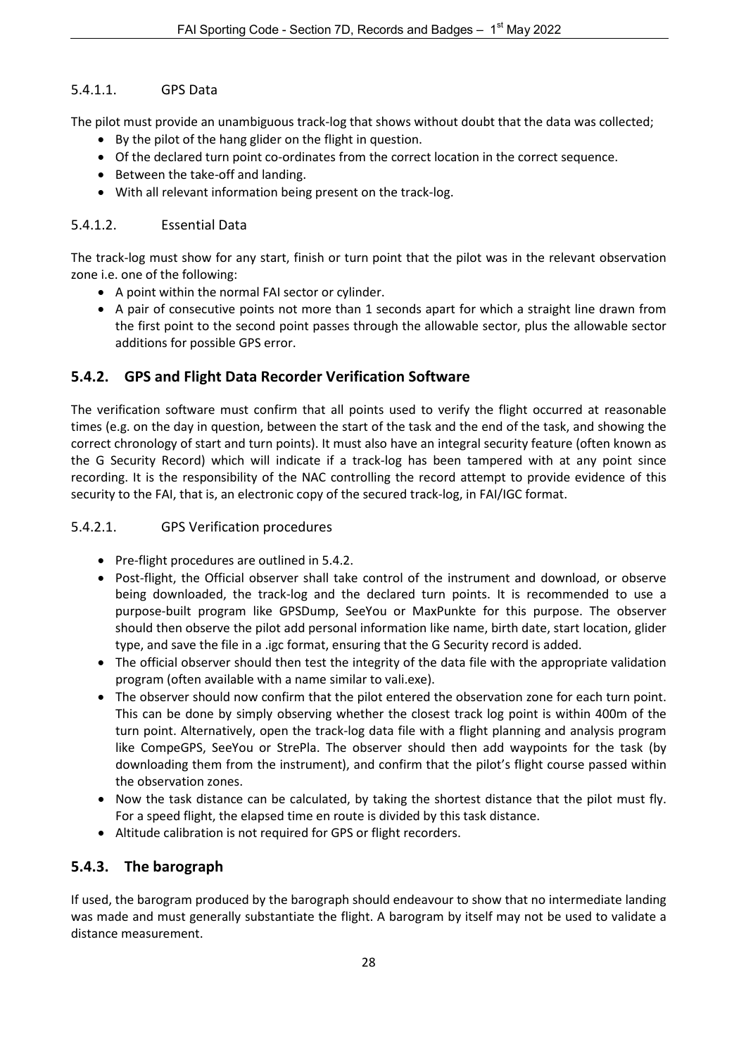#### 5.4.1.1. GPS Data

The pilot must provide an unambiguous track-log that shows without doubt that the data was collected;

- By the pilot of the hang glider on the flight in question.
- Of the declared turn point co-ordinates from the correct location in the correct sequence.
- Between the take-off and landing.
- With all relevant information being present on the track-log.

#### 5.4.1.2. Essential Data

The track-log must show for any start, finish or turn point that the pilot was in the relevant observation zone i.e. one of the following:

- A point within the normal FAI sector or cylinder.
- A pair of consecutive points not more than 1 seconds apart for which a straight line drawn from the first point to the second point passes through the allowable sector, plus the allowable sector additions for possible GPS error.

### 5.4.2. GPS and Flight Data Recorder Verification Software

The verification software must confirm that all points used to verify the flight occurred at reasonable times (e.g. on the day in question, between the start of the task and the end of the task, and showing the correct chronology of start and turn points). It must also have an integral security feature (often known as the G Security Record) which will indicate if a track-log has been tampered with at any point since recording. It is the responsibility of the NAC controlling the record attempt to provide evidence of this security to the FAI, that is, an electronic copy of the secured track-log, in FAI/IGC format.

#### 5.4.2.1. GPS Verification procedures

- Pre-flight procedures are outlined in 5.4.2.
- Post-flight, the Official observer shall take control of the instrument and download, or observe being downloaded, the track-log and the declared turn points. It is recommended to use a purpose-built program like GPSDump, SeeYou or MaxPunkte for this purpose. The observer should then observe the pilot add personal information like name, birth date, start location, glider type, and save the file in a .igc format, ensuring that the G Security record is added.
- The official observer should then test the integrity of the data file with the appropriate validation program (often available with a name similar to vali.exe).
- The observer should now confirm that the pilot entered the observation zone for each turn point. This can be done by simply observing whether the closest track log point is within 400m of the turn point. Alternatively, open the track-log data file with a flight planning and analysis program like CompeGPS, SeeYou or StrePla. The observer should then add waypoints for the task (by downloading them from the instrument), and confirm that the pilot's flight course passed within the observation zones.
- Now the task distance can be calculated, by taking the shortest distance that the pilot must fly. For a speed flight, the elapsed time en route is divided by this task distance.
- Altitude calibration is not required for GPS or flight recorders.

### 5.4.3. The barograph

If used, the barogram produced by the barograph should endeavour to show that no intermediate landing was made and must generally substantiate the flight. A barogram by itself may not be used to validate a distance measurement.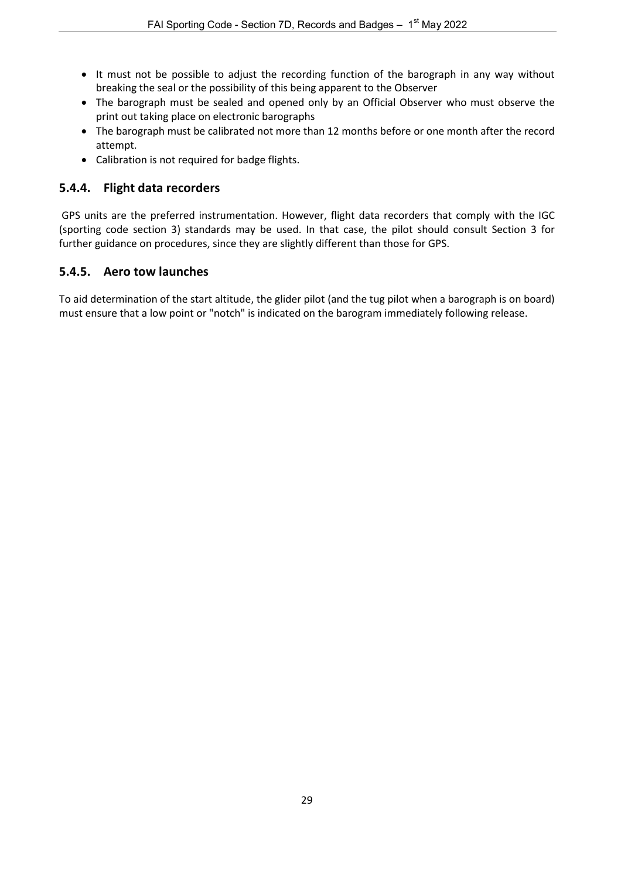- It must not be possible to adjust the recording function of the barograph in any way without breaking the seal or the possibility of this being apparent to the Observer
- The barograph must be sealed and opened only by an Official Observer who must observe the print out taking place on electronic barographs
- The barograph must be calibrated not more than 12 months before or one month after the record attempt.
- Calibration is not required for badge flights.

### 5.4.4. Flight data recorders

GPS units are the preferred instrumentation. However, flight data recorders that comply with the IGC (sporting code section 3) standards may be used. In that case, the pilot should consult Section 3 for further guidance on procedures, since they are slightly different than those for GPS.

### 5.4.5. Aero tow launches

To aid determination of the start altitude, the glider pilot (and the tug pilot when a barograph is on board) must ensure that a low point or "notch" is indicated on the barogram immediately following release.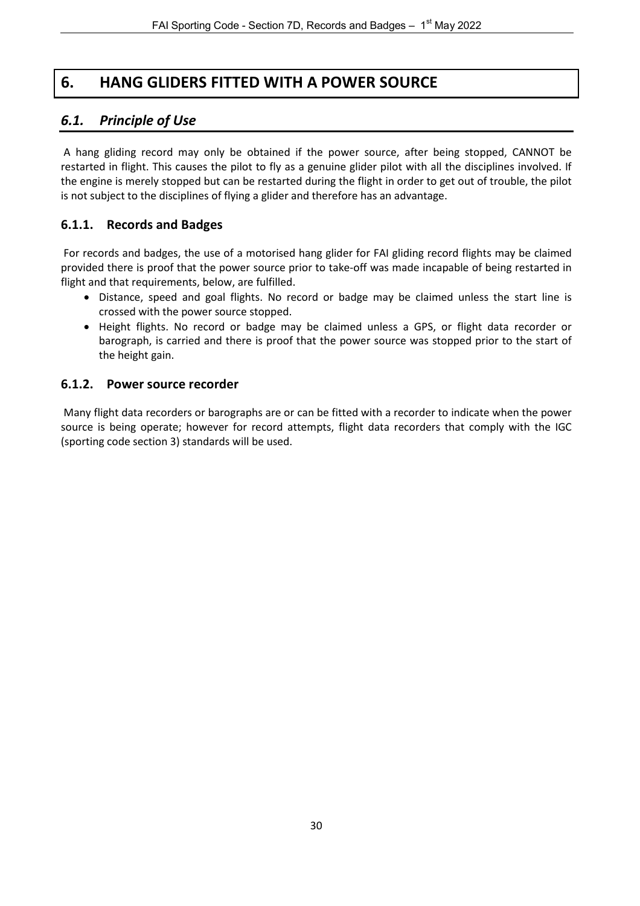# 6. HANG GLIDERS FITTED WITH A POWER SOURCE

## *6.1. Principle of Use*

A hang gliding record may only be obtained if the power source, after being stopped, CANNOT be restarted in flight. This causes the pilot to fly as a genuine glider pilot with all the disciplines involved. If the engine is merely stopped but can be restarted during the flight in order to get out of trouble, the pilot is not subject to the disciplines of flying a glider and therefore has an advantage.

### 6.1.1. Records and Badges

For records and badges, the use of a motorised hang glider for FAI gliding record flights may be claimed provided there is proof that the power source prior to take-off was made incapable of being restarted in flight and that requirements, below, are fulfilled.

- Distance, speed and goal flights. No record or badge may be claimed unless the start line is crossed with the power source stopped.
- Height flights. No record or badge may be claimed unless a GPS, or flight data recorder or barograph, is carried and there is proof that the power source was stopped prior to the start of the height gain.

### 6.1.2. Power source recorder

Many flight data recorders or barographs are or can be fitted with a recorder to indicate when the power source is being operate; however for record attempts, flight data recorders that comply with the IGC (sporting code section 3) standards will be used.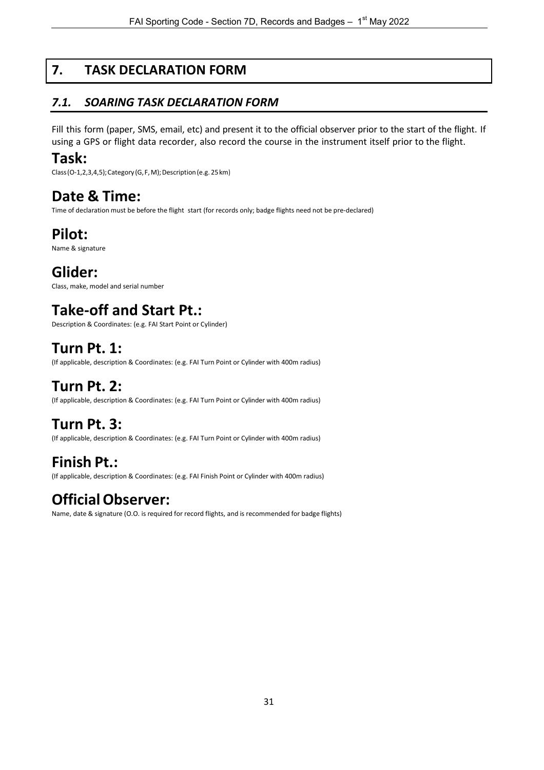# 7. TASK DECLARATION FORM

## *7.1. SOARING TASK DECLARATION FORM*

Fill this form (paper, SMS, email, etc) and present it to the official observer prior to the start of the flight. If using a GPS or flight data recorder, also record the course in the instrument itself prior to the flight.

### Task:

Class (O-1,2,3,4,5); Category (G, F, M); Description (e.g. 25 km)

### Date & Time:

Time of declaration must be before the flight start (for records only; badge flights need not be pre-declared)

### Pilot:

Name & signature

### Glider:

Class, make, model and serial number

### Take-off and Start Pt.:

Description & Coordinates: (e.g. FAI Start Point or Cylinder)

### Turn Pt. 1:

(If applicable, description & Coordinates: (e.g. FAI Turn Point or Cylinder with 400m radius)

### Turn Pt. 2:

(If applicable, description & Coordinates: (e.g. FAI Turn Point or Cylinder with 400m radius)

### Turn Pt. 3:

(If applicable, description & Coordinates: (e.g. FAI Turn Point or Cylinder with 400m radius)

### Finish Pt.:

(If applicable, description & Coordinates: (e.g. FAI Finish Point or Cylinder with 400m radius)

### Official Observer:

Name, date & signature (O.O. is required for record flights, and is recommended for badge flights)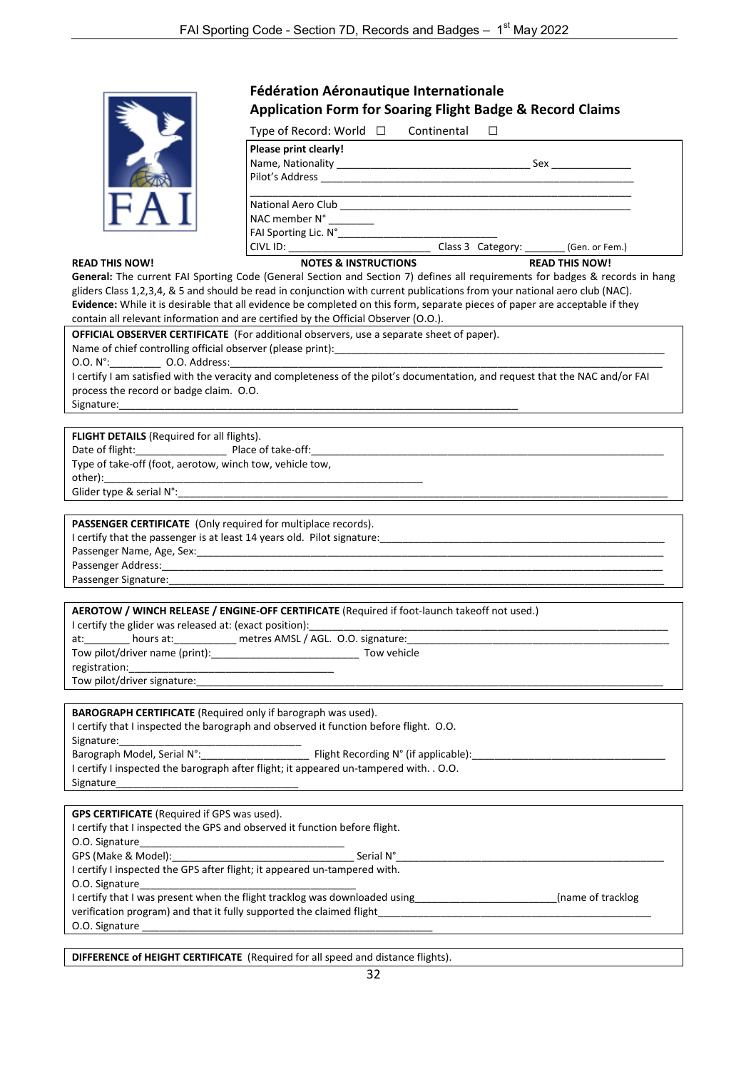# Fédération Aéronautique Internationale

## Application Form for Soaring Flight Badge & Record Claims

Type of Record: World ☐ Continental ☐

**Please print clearly!**

Name, Nationality ________________________________ Sex ______________

Pilot's Address ____________________________________________________

____________________________________________________________________

National Aero Club _________________________________________________

NAC member N° ________

FAI Sporting Lic. N°____________________________

CIVL ID: _________________________ Class 3 Category: _______ (Gen. or Fem.)

**READ THIS NOW!** **NOTES & INSTRUCTIONS** **READ THIS NOW!**

**General:** The current FAI Sporting Code (General Section and Section 7) defines all requirements for badges & records in hang gliders Class 1,2,3,4, & 5 and should be read in conjunction with current publications from your national aero club (NAC).

**Evidence:** While it is desirable that all evidence be completed on this form, separate pieces of paper are acceptable if they contain all relevant information and are certified by the Official Observer (O.O.).

**OFFICIAL OBSERVER CERTIFICATE** (For additional observers, use a separate sheet of paper).

Name of chief controlling official observer (please print):________________________________________________

O.O. N°:_________ O.O. Address:______________________________________________________________________

I certify I am satisfied with the veracity and completeness of the pilot's documentation, and request that the NAC and/or FAI process the record or badge claim. O.O.

Signature:_______________________________________________________________________

**FLIGHT DETAILS** (Required for all flights).

Date of flight:________________ Place of take-off:______________________________________________________

Type of take-off (foot, aerotow, winch tow, vehicle tow, other):______________________________________________________

Glider type & serial N°:______________________________________________________________________________

**PASSENGER CERTIFICATE** (Only required for multiplace records).

I certify that the passenger is at least 14 years old. Pilot signature:_______________________________________________

Passenger Name, Age, Sex:___________________________________________________________________________

Passenger Address:__________________________________________________________________________________

Passenger Signature:_________________________________________________________________________________

**AEROTOW / WINCH RELEASE / ENGINE-OFF CERTIFICATE** (Required if foot-launch takeoff not used.)

I certify the glider was released at: (exact position):_____________________________________________________

at:________ hours at:__________ metres AMSL / AGL. O.O. signature:__________________________________________

Tow pilot/driver name (print):__________________________ Tow vehicle registration:___________________________________

Tow pilot/driver signature:__________________________________________________________________________

**BAROGRAPH CERTIFICATE** (Required only if barograph was used).

I certify that I inspected the barograph and observed it function before flight. O.O. Signature:_______________________________

Barograph Model, Serial N°:___________________ Flight Recording N° (if applicable):___________________________________

I certify I inspected the barograph after flight; it appeared un-tampered with. . O.O. Signature________________________________

**GPS CERTIFICATE** (Required if GPS was used).

I certify that I inspected the GPS and observed it function before flight.

O.O. Signature____________________________________

GPS (Make & Model):________________________________ Serial N°_______________________________________________

I certify I inspected the GPS after flight; it appeared un-tampered with.

O.O. Signature____________________________________

I certify that I was present when the flight tracklog was downloaded using________________________(name of tracklog verification program) and that it fully supported the claimed flight_____________________________________________

O.O. Signature ______________________________________________

**DIFFERENCE of HEIGHT CERTIFICATE** (Required for all speed and distance flights).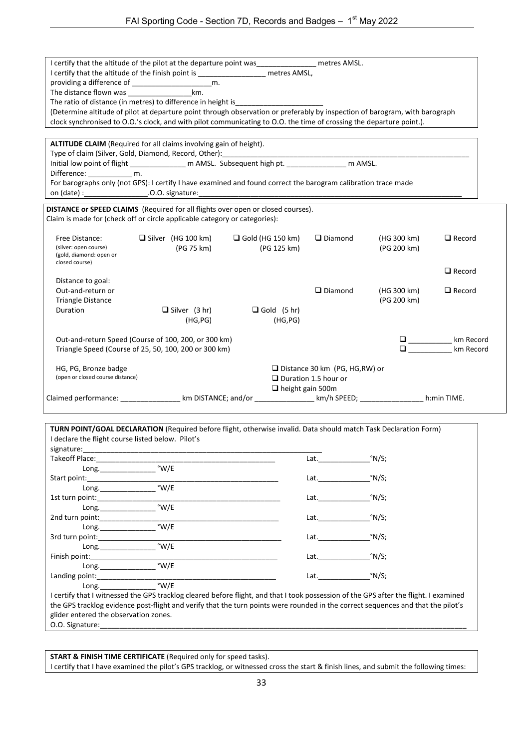I certify that the altitude of the pilot at the departure point was_______________ metres AMSL.
I certify that the altitude of the finish point is _________________ metres AMSL,
providing a difference of ____________________m.
The distance flown was ________________km.
The ratio of distance (in metres) to difference in height is______________________
(Determine altitude of pilot at departure point through observation or preferably by inspection of barogram, with barograph clock synchronised to O.O.'s clock, and with pilot communicating to O.O. the time of crossing the departure point.).

**ALTITUDE CLAIM** (Required for all claims involving gain of height).
Type of claim (Silver, Gold, Diamond, Record, Other):_______________________________________________
Initial low point of flight ______________ m AMSL. Subsequent high pt. _______________ m AMSL.
Difference: ___________ m.
For barographs only (not GPS): I certify I have examined and found correct the barogram calibration trace made on (date) :________________.O.O. signature:_______________________________________________

**DISTANCE or SPEED CLAIMS** (Required for all flights over open or closed courses).
Claim is made for (check off or circle applicable category or categories):

| | | | | | |
|---|---|---|---|---|---|
| Free Distance: (silver: open course) (gold, diamond: open or closed course) | ☐ Silver (HG 100 km) (PG 75 km) | ☐ Gold (HG 150 km) (PG 125 km) | ☐ Diamond | (HG 300 km) (PG 200 km) | ☐ Record |
| Distance to goal: | | | | | ☐ Record |
| Out-and-return or Triangle Distance | | | ☐ Diamond | (HG 300 km) (PG 200 km) | ☐ Record |
| Duration | ☐ Silver (3 hr) (HG,PG) | ☐ Gold (5 hr) (HG,PG) | | | |

Out-and-return Speed (Course of 100, 200, or 300 km) ☐ __________ km Record
Triangle Speed (Course of 25, 50, 100, 200 or 300 km) ☐ __________ km Record

HG, PG, Bronze badge (open or closed course distance)
☐ Distance 30 km (PG, HG,RW) or
☐ Duration 1.5 hour or
☐ height gain 500m

Claimed performance: _______________ km DISTANCE; and/or _______________ km/h SPEED; ________________ h:min TIME.

**TURN POINT/GOAL DECLARATION** (Required before flight, otherwise invalid. Data should match Task Declaration Form)
I declare the flight course listed below. Pilot's signature:_______________________________________________

Takeoff Place:_________________________________ Lat.____________°N/S; Long.______________ °W/E
Start point:_________________________________ Lat.____________°N/S; Long.______________ °W/E
1st turn point:_________________________________ Lat.____________°N/S; Long.______________ °W/E
2nd turn point:_________________________________ Lat.____________°N/S; Long.______________ °W/E
3rd turn point:_________________________________ Lat.____________°N/S; Long.______________ °W/E
Finish point:_________________________________ Lat.____________°N/S; Long.______________ °W/E
Landing point:_________________________________ Lat.____________°N/S; Long.______________ °W/E

I certify that I witnessed the GPS tracklog cleared before flight, and that I took possession of the GPS after the flight. I examined the GPS tracklog evidence post-flight and verify that the turn points were rounded in the correct sequences and that the pilot's glider entered the observation zones.
O.O. Signature:_______________________________________________

**START & FINISH TIME CERTIFICATE** (Required only for speed tasks).
I certify that I have examined the pilot's GPS tracklog, or witnessed cross the start & finish lines, and submit the following times: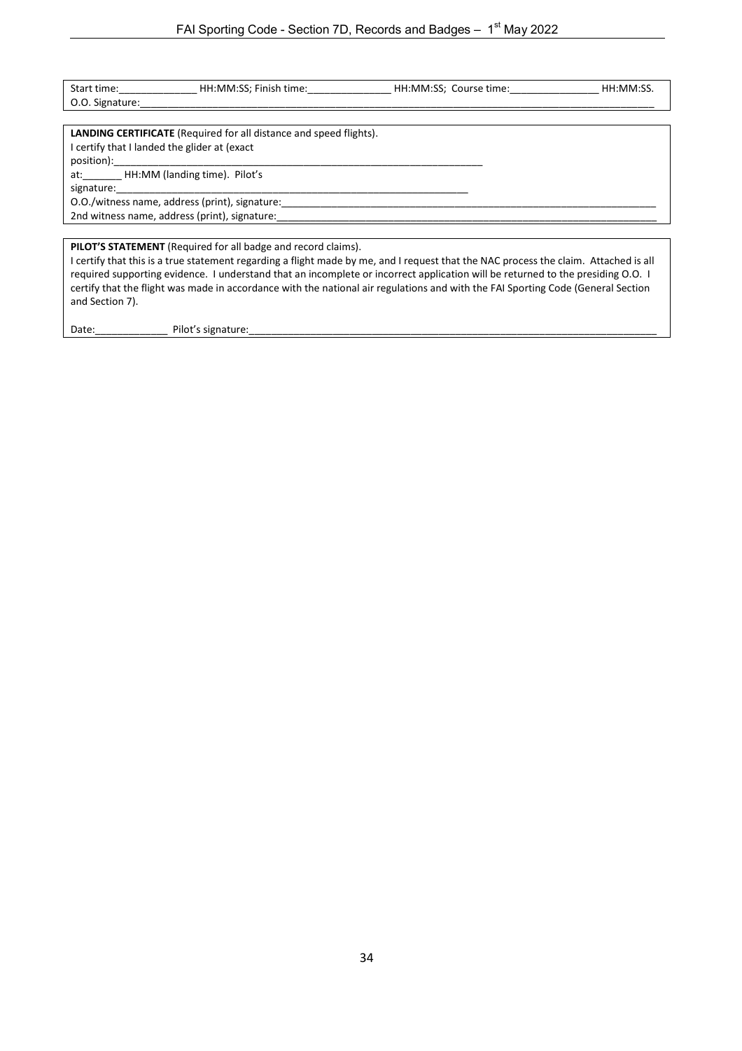Start time:______________ HH:MM:SS; Finish time:_______________ HH:MM:SS; Course time:________________ HH:MM:SS.
O.O. Signature:___________________________________________________________________________________________

**LANDING CERTIFICATE** (Required for all distance and speed flights).
I certify that I landed the glider at (exact position):______________________________________________________________________
at:_______ HH:MM (landing time). Pilot's signature:________________________________________________________________
O.O./witness name, address (print), signature:______________________________________________________________________
2nd witness name, address (print), signature:_______________________________________________________________________

**PILOT'S STATEMENT** (Required for all badge and record claims).
I certify that this is a true statement regarding a flight made by me, and I request that the NAC process the claim. Attached is all required supporting evidence. I understand that an incomplete or incorrect application will be returned to the presiding O.O. I certify that the flight was made in accordance with the national air regulations and with the FAI Sporting Code (General Section and Section 7).

Date:_____________ Pilot's signature:_____________________________________________________________________________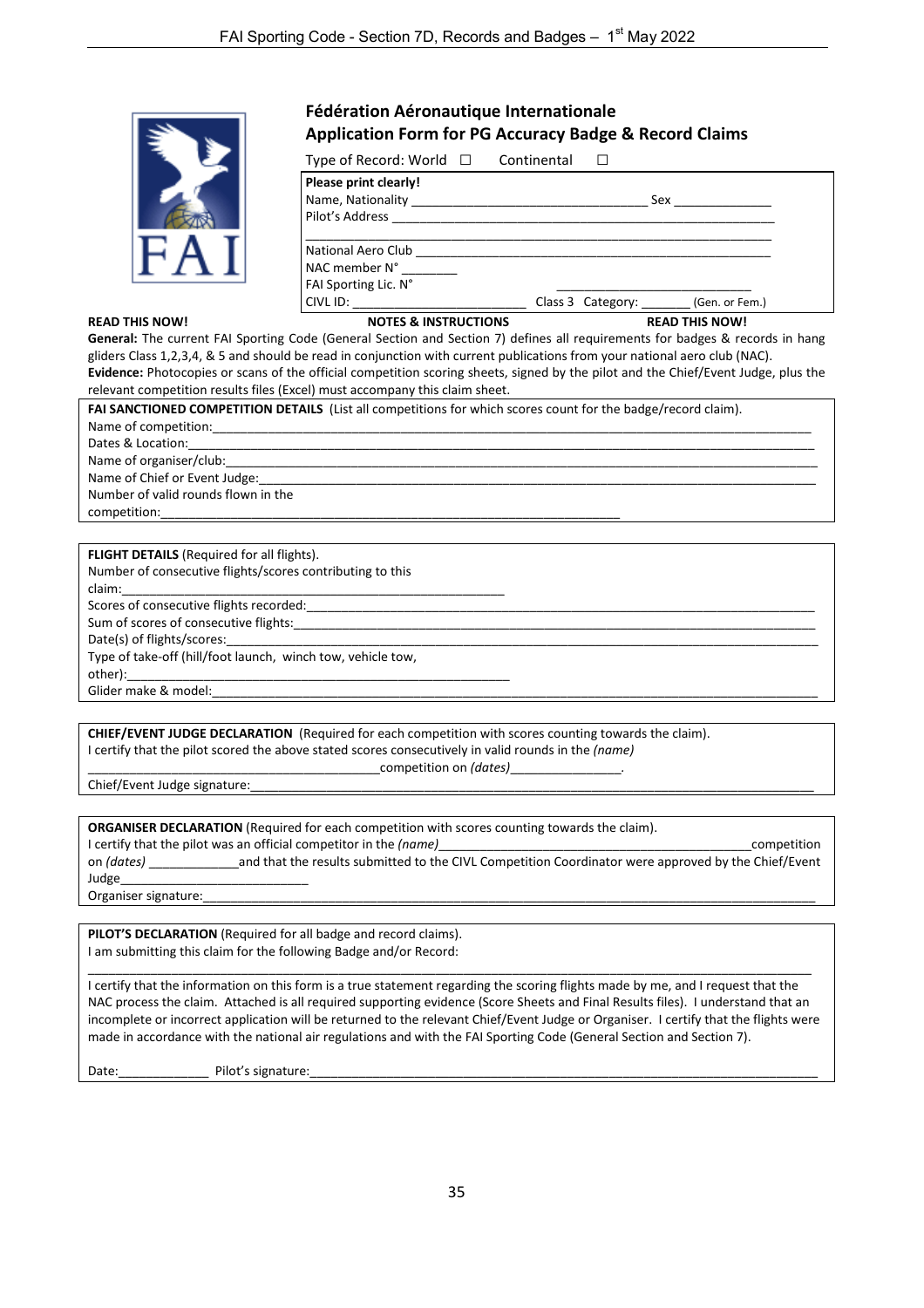## Fédération Aéronautique Internationale
## Application Form for PG Accuracy Badge & Record Claims

Type of Record: World ☐ Continental ☐

**Please print clearly!**
Name, Nationality __________________________________ Sex ______________
Pilot's Address ________________________________________________________
________________________________________________________________________
National Aero Club ______________________________________________________
NAC member N° ________
FAI Sporting Lic. N° ____________________________
CIVL ID: ________________________ Class 3 Category: _______ (Gen. or Fem.)

**READ THIS NOW!** **NOTES & INSTRUCTIONS** **READ THIS NOW!**

**General:** The current FAI Sporting Code (General Section and Section 7) defines all requirements for badges & records in hang gliders Class 1,2,3,4, & 5 and should be read in conjunction with current publications from your national aero club (NAC).

**Evidence:** Photocopies or scans of the official competition scoring sheets, signed by the pilot and the Chief/Event Judge, plus the relevant competition results files (Excel) must accompany this claim sheet.

**FAI SANCTIONED COMPETITION DETAILS** (List all competitions for which scores count for the badge/record claim).
Name of competition:________________________________________________________________
Dates & Location:___________________________________________________________________
Name of organiser/club:_____________________________________________________________
Name of Chief or Event Judge:_______________________________________________________
Number of valid rounds flown in the competition:____________________________________

**FLIGHT DETAILS** (Required for all flights).
Number of consecutive flights/scores contributing to this claim:____________________
Scores of consecutive flights recorded:_____________________________________________
Sum of scores of consecutive flights:_______________________________________________
Date(s) of flights/scores:__________________________________________________________
Type of take-off (hill/foot launch, winch tow, vehicle tow, other):_________________
Glider make & model:________________________________________________________________

**CHIEF/EVENT JUDGE DECLARATION** (Required for each competition with scores counting towards the claim).
I certify that the pilot scored the above stated scores consecutively in valid rounds in the *(name)* ________________________________competition on *(dates)*_______________.
Chief/Event Judge signature:________________________________________________________

**ORGANISER DECLARATION** (Required for each competition with scores counting towards the claim).
I certify that the pilot was an official competitor in the *(name)*______________________________competition on *(dates)* ____________and that the results submitted to the CIVL Competition Coordinator were approved by the Chief/Event Judge__________________________
Organiser signature:________________________________________________________________

**PILOT'S DECLARATION** (Required for all badge and record claims).
I am submitting this claim for the following Badge and/or Record:
________________________________________________________________________________________
I certify that the information on this form is a true statement regarding the scoring flights made by me, and I request that the NAC process the claim. Attached is all required supporting evidence (Score Sheets and Final Results files). I understand that an incomplete or incorrect application will be returned to the relevant Chief/Event Judge or Organiser. I certify that the flights were made in accordance with the national air regulations and with the FAI Sporting Code (General Section and Section 7).

Date:_____________ Pilot's signature:_______________________________________________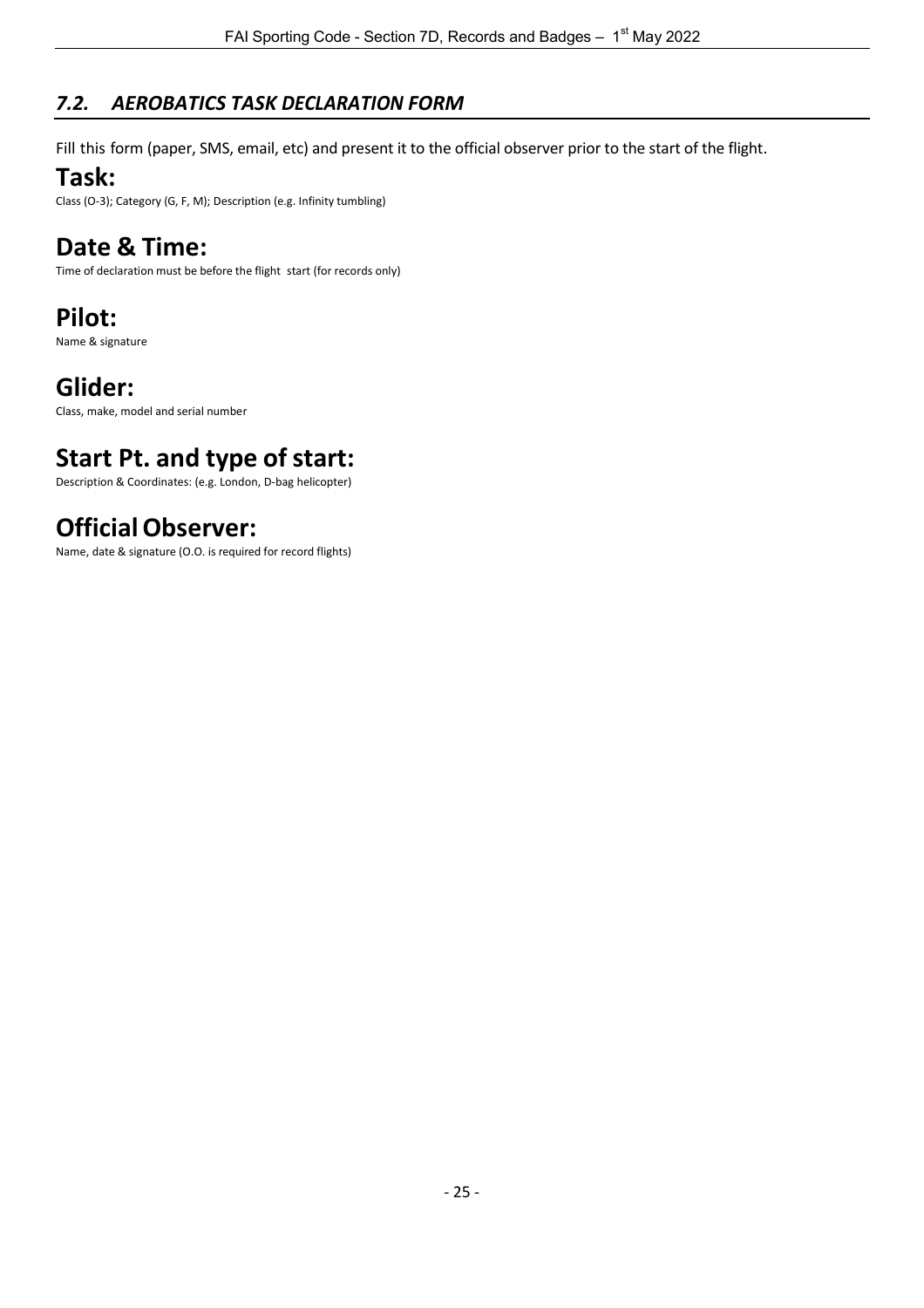## *7.2. AEROBATICS TASK DECLARATION FORM*

Fill this form (paper, SMS, email, etc) and present it to the official observer prior to the start of the flight.

# Task:

Class (O-3); Category (G, F, M); Description (e.g. Infinity tumbling)

# Date & Time:

Time of declaration must be before the flight start (for records only)

# Pilot:

Name & signature

# Glider:

Class, make, model and serial number

# Start Pt. and type of start:

Description & Coordinates: (e.g. London, D-bag helicopter)

# Official Observer:

Name, date & signature (O.O. is required for record flights)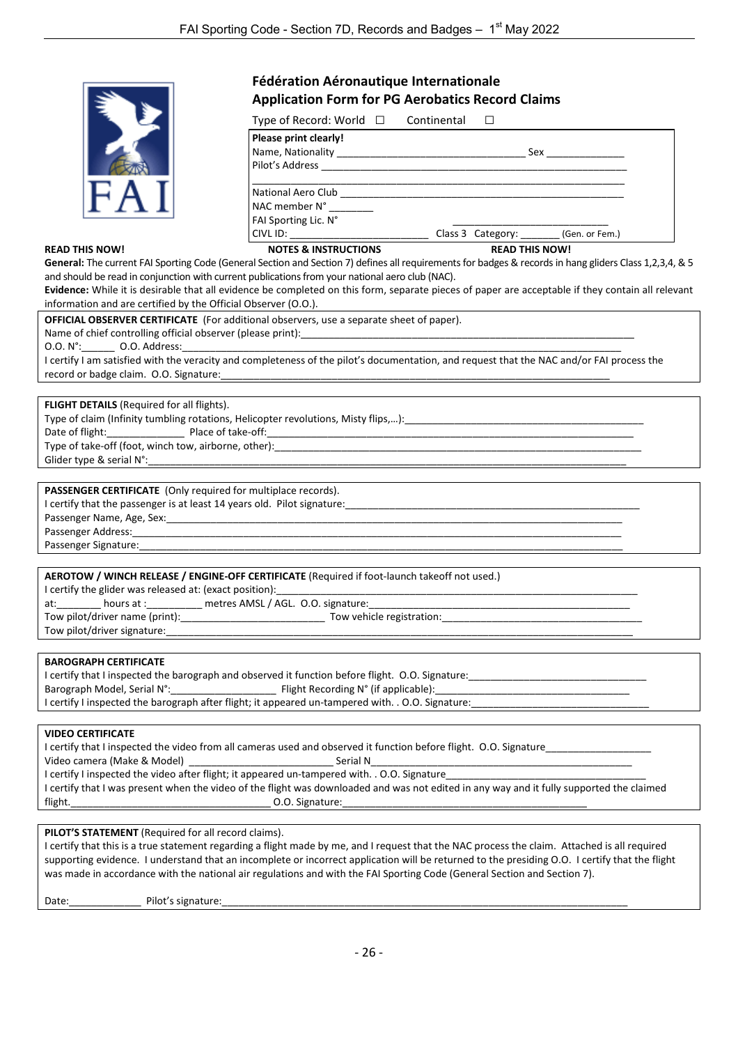# Fédération Aéronautique Internationale
## Application Form for PG Aerobatics Record Claims

Type of Record: World ☐ Continental ☐

**Please print clearly!**
Name, Nationality ________________________________ Sex ______________
Pilot's Address ____________________________________________________
____________________________________________________________________
National Aero Club __________________________________________________
NAC member N° ________
FAI Sporting Lic. N° ____________________________
CIVL ID: ________________________ Class 3 Category: _______ (Gen. or Fem.)

**READ THIS NOW!** **NOTES & INSTRUCTIONS** **READ THIS NOW!**

**General:** The current FAI Sporting Code (General Section and Section 7) defines all requirements for badges & records in hang gliders Class 1,2,3,4, & 5 and should be read in conjunction with current publications from your national aero club (NAC).

**Evidence:** While it is desirable that all evidence be completed on this form, separate pieces of paper are acceptable if they contain all relevant information and are certified by the Official Observer (O.O.).

**OFFICIAL OBSERVER CERTIFICATE** (For additional observers, use a separate sheet of paper).
Name of chief controlling official observer (please print):______________________________________________
O.O. N°:______ O.O. Address:______________________________________________________________
I certify I am satisfied with the veracity and completeness of the pilot's documentation, and request that the NAC and/or FAI process the record or badge claim. O.O. Signature:____________________________________________________________

**FLIGHT DETAILS** (Required for all flights).
Type of claim (Infinity tumbling rotations, Helicopter revolutions, Misty flips,…):____________________________________
Date of flight:______________ Place of take-off:____________________________________________________________
Type of take-off (foot, winch tow, airborne, other):_____________________________________________________________
Glider type & serial N°:____________________________________________________________________________

**PASSENGER CERTIFICATE** (Only required for multiplace records).
I certify that the passenger is at least 14 years old. Pilot signature:____________________________________________
Passenger Name, Age, Sex:__________________________________________________________________________
Passenger Address:_______________________________________________________________________________
Passenger Signature:______________________________________________________________________________

**AEROTOW / WINCH RELEASE / ENGINE-OFF CERTIFICATE** (Required if foot-launch takeoff not used.)
I certify the glider was released at: (exact position):__________________________________________________________
at:________ hours at :__________ metres AMSL / AGL. O.O. signature:______________________________________________
Tow pilot/driver name (print):_________________________ Tow vehicle registration:___________________________________
Tow pilot/driver signature:__________________________________________________________________________

**BAROGRAPH CERTIFICATE**
I certify that I inspected the barograph and observed it function before flight. O.O. Signature:_______________________________
Barograph Model, Serial N°:____________________ Flight Recording N° (if applicable):_________________________________
I certify I inspected the barograph after flight; it appeared un-tampered with. . O.O. Signature:_______________________________

**VIDEO CERTIFICATE**
I certify that I inspected the video from all cameras used and observed it function before flight. O.O. Signature___________________
Video camera (Make & Model) _________________________ Serial N___________________________________________
I certify I inspected the video after flight; it appeared un-tampered with. . O.O. Signature___________________________________
I certify that I was present when the video of the flight was downloaded and was not edited in any way and it fully supported the claimed flight.___________________________________ O.O. Signature:____________________________________________

**PILOT'S STATEMENT** (Required for all record claims).
I certify that this is a true statement regarding a flight made by me, and I request that the NAC process the claim. Attached is all required supporting evidence. I understand that an incomplete or incorrect application will be returned to the presiding O.O. I certify that the flight was made in accordance with the national air regulations and with the FAI Sporting Code (General Section and Section 7).

Date:_____________ Pilot's signature:__________________________________________________________________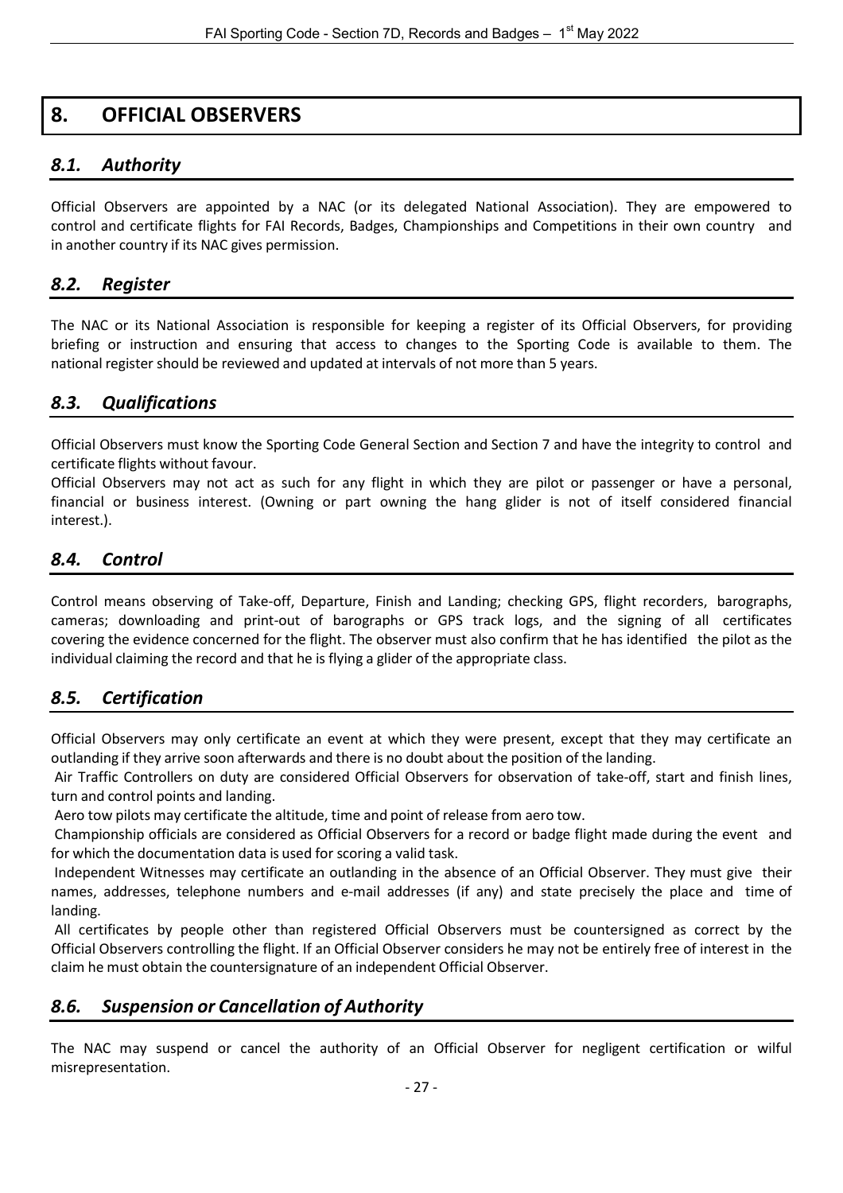# 8. OFFICIAL OBSERVERS

## *8.1. Authority*

Official Observers are appointed by a NAC (or its delegated National Association). They are empowered to control and certificate flights for FAI Records, Badges, Championships and Competitions in their own country and in another country if its NAC gives permission.

## *8.2. Register*

The NAC or its National Association is responsible for keeping a register of its Official Observers, for providing briefing or instruction and ensuring that access to changes to the Sporting Code is available to them. The national register should be reviewed and updated at intervals of not more than 5 years.

## *8.3. Qualifications*

Official Observers must know the Sporting Code General Section and Section 7 and have the integrity to control and certificate flights without favour.

Official Observers may not act as such for any flight in which they are pilot or passenger or have a personal, financial or business interest. (Owning or part owning the hang glider is not of itself considered financial interest.).

## *8.4. Control*

Control means observing of Take-off, Departure, Finish and Landing; checking GPS, flight recorders, barographs, cameras; downloading and print-out of barographs or GPS track logs, and the signing of all certificates covering the evidence concerned for the flight. The observer must also confirm that he has identified the pilot as the individual claiming the record and that he is flying a glider of the appropriate class.

## *8.5. Certification*

Official Observers may only certificate an event at which they were present, except that they may certificate an outlanding if they arrive soon afterwards and there is no doubt about the position of the landing.

Air Traffic Controllers on duty are considered Official Observers for observation of take-off, start and finish lines, turn and control points and landing.

Aero tow pilots may certificate the altitude, time and point of release from aero tow.

Championship officials are considered as Official Observers for a record or badge flight made during the event and for which the documentation data is used for scoring a valid task.

Independent Witnesses may certificate an outlanding in the absence of an Official Observer. They must give their names, addresses, telephone numbers and e-mail addresses (if any) and state precisely the place and time of landing.

All certificates by people other than registered Official Observers must be countersigned as correct by the Official Observers controlling the flight. If an Official Observer considers he may not be entirely free of interest in the claim he must obtain the countersignature of an independent Official Observer.

## *8.6. Suspension or Cancellation of Authority*

The NAC may suspend or cancel the authority of an Official Observer for negligent certification or wilful misrepresentation.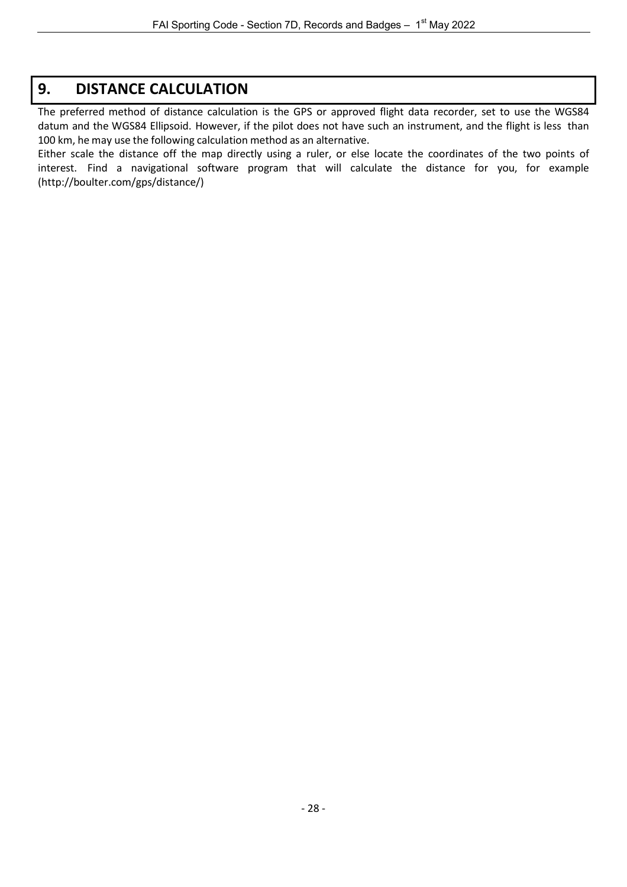# 9. DISTANCE CALCULATION

The preferred method of distance calculation is the GPS or approved flight data recorder, set to use the WGS84 datum and the WGS84 Ellipsoid. However, if the pilot does not have such an instrument, and the flight is less than 100 km, he may use the following calculation method as an alternative.

Either scale the distance off the map directly using a ruler, or else locate the coordinates of the two points of interest. Find a navigational software program that will calculate the distance for you, for example (http://boulter.com/gps/distance/)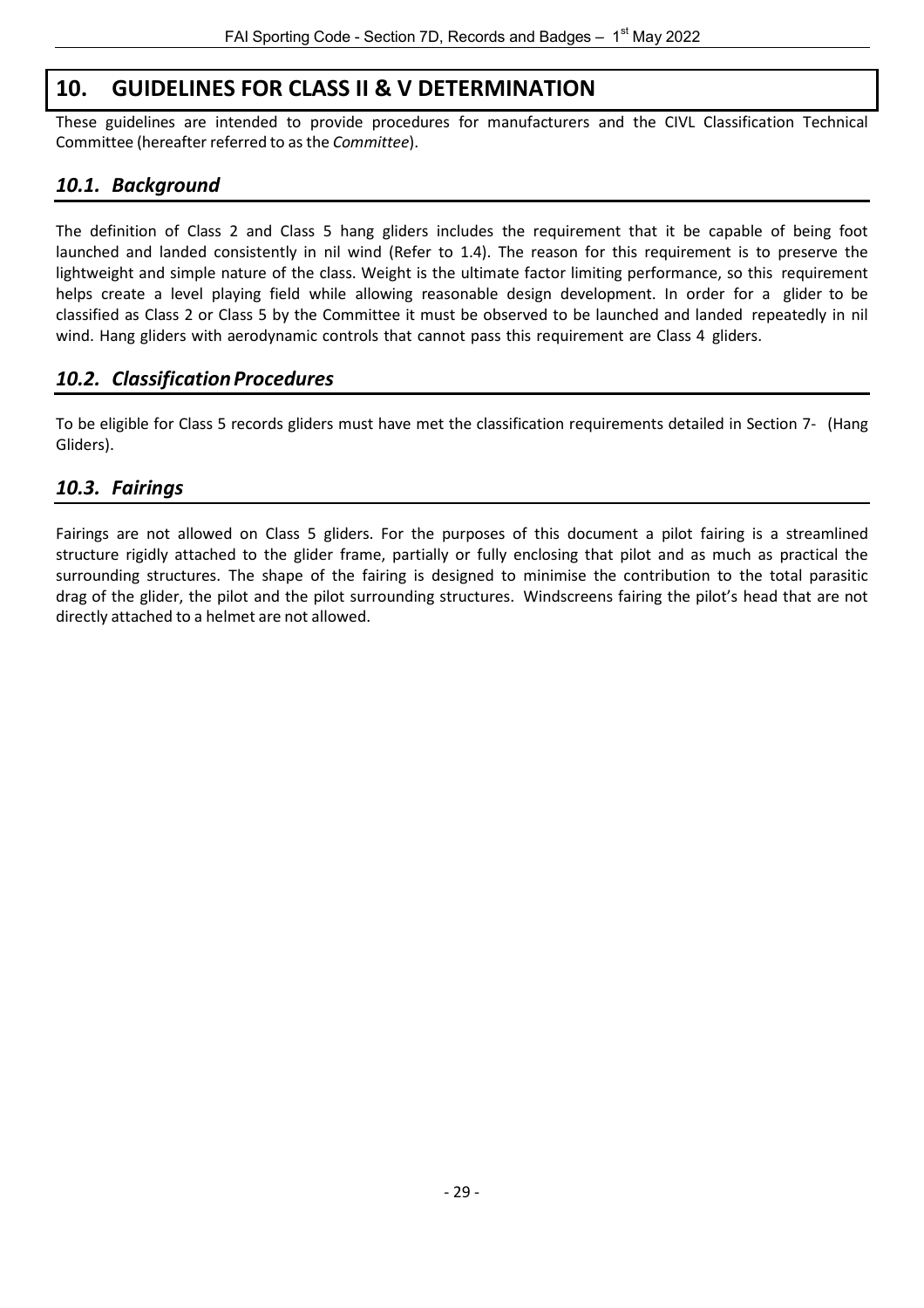# 10. GUIDELINES FOR CLASS II & V DETERMINATION

These guidelines are intended to provide procedures for manufacturers and the CIVL Classification Technical Committee (hereafter referred to as the *Committee*).

## *10.1. Background*

The definition of Class 2 and Class 5 hang gliders includes the requirement that it be capable of being foot launched and landed consistently in nil wind (Refer to 1.4). The reason for this requirement is to preserve the lightweight and simple nature of the class. Weight is the ultimate factor limiting performance, so this requirement helps create a level playing field while allowing reasonable design development. In order for a glider to be classified as Class 2 or Class 5 by the Committee it must be observed to be launched and landed repeatedly in nil wind. Hang gliders with aerodynamic controls that cannot pass this requirement are Class 4 gliders.

## *10.2. Classification Procedures*

To be eligible for Class 5 records gliders must have met the classification requirements detailed in Section 7- (Hang Gliders).

## *10.3. Fairings*

Fairings are not allowed on Class 5 gliders. For the purposes of this document a pilot fairing is a streamlined structure rigidly attached to the glider frame, partially or fully enclosing that pilot and as much as practical the surrounding structures. The shape of the fairing is designed to minimise the contribution to the total parasitic drag of the glider, the pilot and the pilot surrounding structures. Windscreens fairing the pilot's head that are not directly attached to a helmet are not allowed.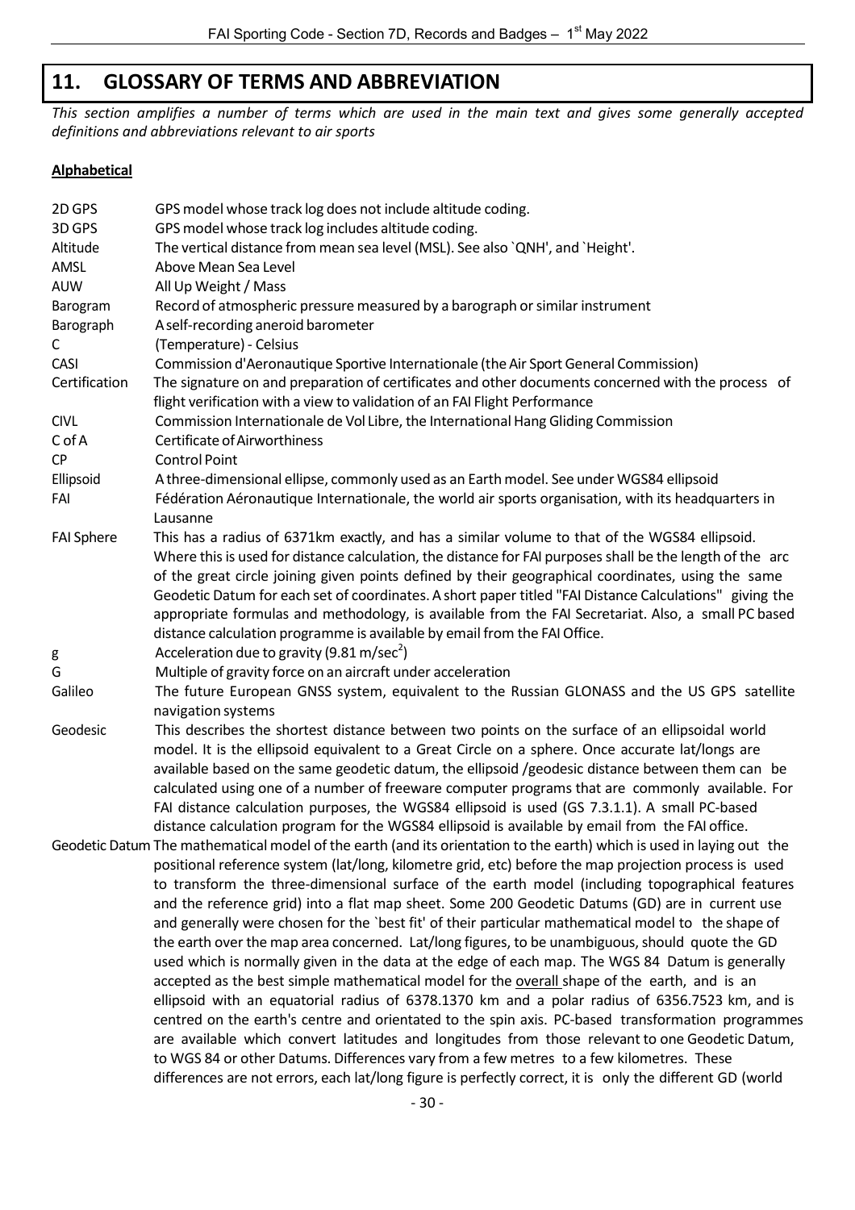# 11. GLOSSARY OF TERMS AND ABBREVIATION

*This section amplifies a number of terms which are used in the main text and gives some generally accepted definitions and abbreviations relevant to air sports*

**Alphabetical**

| | |
|---|---|
| 2D GPS | GPS model whose track log does not include altitude coding. |
| 3D GPS | GPS model whose track log includes altitude coding. |
| Altitude | The vertical distance from mean sea level (MSL). See also `QNH', and `Height'. |
| AMSL | Above Mean Sea Level |
| AUW | All Up Weight / Mass |
| Barogram | Record of atmospheric pressure measured by a barograph or similar instrument |
| Barograph | A self-recording aneroid barometer |
| C | (Temperature) - Celsius |
| CASI | Commission d'Aeronautique Sportive Internationale (the Air Sport General Commission) |
| Certification | The signature on and preparation of certificates and other documents concerned with the process of flight verification with a view to validation of an FAI Flight Performance |
| CIVL | Commission Internationale de Vol Libre, the International Hang Gliding Commission |
| C of A | Certificate of Airworthiness |
| CP | Control Point |
| Ellipsoid | A three-dimensional ellipse, commonly used as an Earth model. See under WGS84 ellipsoid |
| FAI | Fédération Aéronautique Internationale, the world air sports organisation, with its headquarters in Lausanne |
| FAI Sphere | This has a radius of 6371km exactly, and has a similar volume to that of the WGS84 ellipsoid. Where this is used for distance calculation, the distance for FAI purposes shall be the length of the arc of the great circle joining given points defined by their geographical coordinates, using the same Geodetic Datum for each set of coordinates. A short paper titled "FAI Distance Calculations" giving the appropriate formulas and methodology, is available from the FAI Secretariat. Also, a small PC based distance calculation programme is available by email from the FAI Office. |
| g | Acceleration due to gravity (9.81 m/sec$^2$) |
| G | Multiple of gravity force on an aircraft under acceleration |
| Galileo | The future European GNSS system, equivalent to the Russian GLONASS and the US GPS satellite navigation systems |
| Geodesic | This describes the shortest distance between two points on the surface of an ellipsoidal world model. It is the ellipsoid equivalent to a Great Circle on a sphere. Once accurate lat/longs are available based on the same geodetic datum, the ellipsoid /geodesic distance between them can be calculated using one of a number of freeware computer programs that are commonly available. For FAI distance calculation purposes, the WGS84 ellipsoid is used (GS 7.3.1.1). A small PC-based distance calculation program for the WGS84 ellipsoid is available by email from the FAI office. |
| Geodetic Datum | The mathematical model of the earth (and its orientation to the earth) which is used in laying out the positional reference system (lat/long, kilometre grid, etc) before the map projection process is used to transform the three-dimensional surface of the earth model (including topographical features and the reference grid) into a flat map sheet. Some 200 Geodetic Datums (GD) are in current use and generally were chosen for the `best fit' of their particular mathematical model to the shape of the earth over the map area concerned. Lat/long figures, to be unambiguous, should quote the GD used which is normally given in the data at the edge of each map. The WGS 84 Datum is generally accepted as the best simple mathematical model for the <u>overall</u> shape of the earth, and is an ellipsoid with an equatorial radius of 6378.1370 km and a polar radius of 6356.7523 km, and is centred on the earth's centre and orientated to the spin axis. PC-based transformation programmes are available which convert latitudes and longitudes from those relevant to one Geodetic Datum, to WGS 84 or other Datums. Differences vary from a few metres to a few kilometres. These differences are not errors, each lat/long figure is perfectly correct, it is only the different GD (world |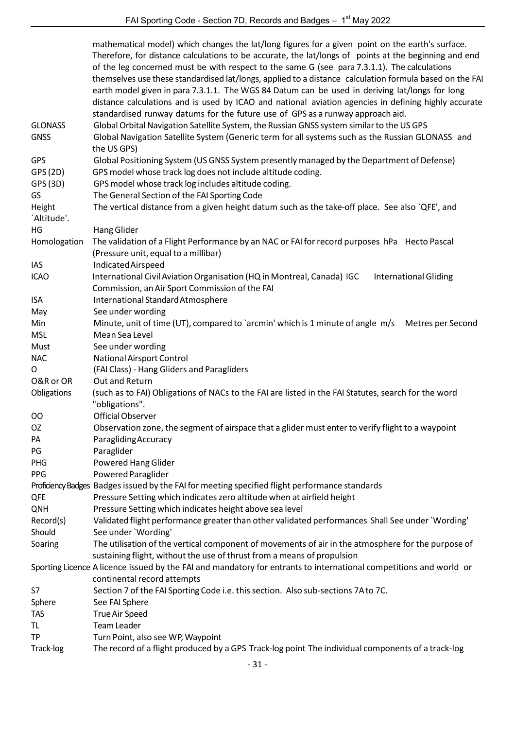mathematical model) which changes the lat/long figures for a given point on the earth's surface. Therefore, for distance calculations to be accurate, the lat/longs of points at the beginning and end of the leg concerned must be with respect to the same G (see para 7.3.1.1). The calculations themselves use these standardised lat/longs, applied to a distance calculation formula based on the FAI earth model given in para 7.3.1.1. The WGS 84 Datum can be used in deriving lat/longs for long distance calculations and is used by ICAO and national aviation agencies in defining highly accurate standardised runway datums for the future use of GPS as a runway approach aid.

| | |
|---|---|
| GLONASS | Global Orbital Navigation Satellite System, the Russian GNSS system similar to the US GPS |
| GNSS | Global Navigation Satellite System (Generic term for all systems such as the Russian GLONASS and the US GPS) |
| GPS | Global Positioning System (US GNSS System presently managed by the Department of Defense) |
| GPS (2D) | GPS model whose track log does not include altitude coding. |
| GPS (3D) | GPS model whose track log includes altitude coding. |
| GS | The General Section of the FAI Sporting Code |
| Height `Altitude'. | The vertical distance from a given height datum such as the take-off place. See also `QFE', and |
| HG | Hang Glider |
| Homologation | The validation of a Flight Performance by an NAC or FAI for record purposes hPa Hecto Pascal (Pressure unit, equal to a millibar) |
| IAS | Indicated Airspeed |
| ICAO | International Civil Aviation Organisation (HQ in Montreal, Canada) IGC International Gliding Commission, an Air Sport Commission of the FAI |
| ISA | International Standard Atmosphere |
| May | See under wording |
| Min | Minute, unit of time (UT), compared to `arcmin' which is 1 minute of angle m/s Metres per Second |
| MSL | Mean Sea Level |
| Must | See under wording |
| NAC | National Airsport Control |
| O | (FAI Class) - Hang Gliders and Paragliders |
| O&R or OR | Out and Return |
| Obligations | (such as to FAI) Obligations of NACs to the FAI are listed in the FAI Statutes, search for the word "obligations". |
| OO | Official Observer |
| OZ | Observation zone, the segment of airspace that a glider must enter to verify flight to a waypoint |
| PA | Paragliding Accuracy |
| PG | Paraglider |
| PHG | Powered Hang Glider |
| PPG | Powered Paraglider |
| Proficiency Badges | Badges issued by the FAI for meeting specified flight performance standards |
| QFE | Pressure Setting which indicates zero altitude when at airfield height |
| QNH | Pressure Setting which indicates height above sea level |
| Record(s) | Validated flight performance greater than other validated performances Shall See under `Wording' |
| Should | See under `Wording' |
| Soaring | The utilisation of the vertical component of movements of air in the atmosphere for the purpose of sustaining flight, without the use of thrust from a means of propulsion |
| Sporting Licence | A licence issued by the FAI and mandatory for entrants to international competitions and world or continental record attempts |
| S7 | Section 7 of the FAI Sporting Code i.e. this section. Also sub-sections 7A to 7C. |
| Sphere | See FAI Sphere |
| TAS | True Air Speed |
| TL | Team Leader |
| TP | Turn Point, also see WP, Waypoint |
| Track-log | The record of a flight produced by a GPS Track-log point The individual components of a track-log |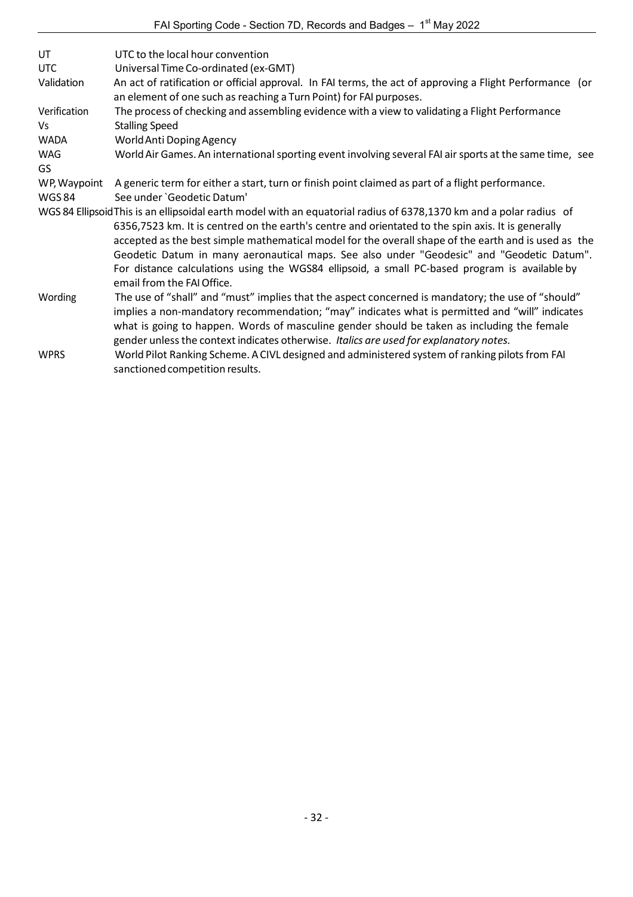| | |
|---|---|
| UT | UTC to the local hour convention |
| UTC | Universal Time Co-ordinated (ex-GMT) |
| Validation | An act of ratification or official approval. In FAI terms, the act of approving a Flight Performance (or an element of one such as reaching a Turn Point) for FAI purposes. |
| Verification | The process of checking and assembling evidence with a view to validating a Flight Performance |
| Vs | Stalling Speed |
| WADA | World Anti Doping Agency |
| WAG | World Air Games. An international sporting event involving several FAI air sports at the same time, see GS |
| WP, Waypoint | A generic term for either a start, turn or finish point claimed as part of a flight performance. |
| WGS 84 | See under `Geodetic Datum' |
| WGS 84 Ellipsoid | This is an ellipsoidal earth model with an equatorial radius of 6378,1370 km and a polar radius of 6356,7523 km. It is centred on the earth's centre and orientated to the spin axis. It is generally accepted as the best simple mathematical model for the overall shape of the earth and is used as the Geodetic Datum in many aeronautical maps. See also under "Geodesic" and "Geodetic Datum". For distance calculations using the WGS84 ellipsoid, a small PC-based program is available by email from the FAI Office. |
| Wording | The use of "shall" and "must" implies that the aspect concerned is mandatory; the use of "should" implies a non-mandatory recommendation; "may" indicates what is permitted and "will" indicates what is going to happen. Words of masculine gender should be taken as including the female gender unless the context indicates otherwise. *Italics are used for explanatory notes.* |
| WPRS | World Pilot Ranking Scheme. A CIVL designed and administered system of ranking pilots from FAI sanctioned competition results. |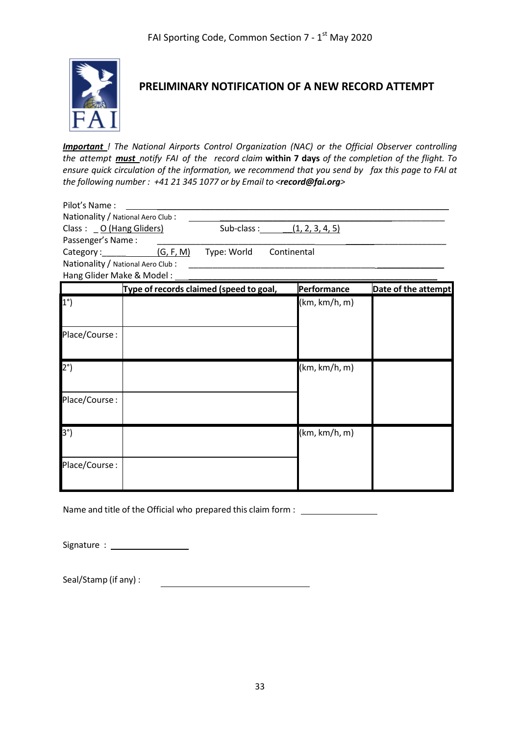## PRELIMINARY NOTIFICATION OF A NEW RECORD ATTEMPT

***Important*** ! *The National Airports Control Organization (NAC) or the Official Observer controlling the attempt* ***must*** *notify FAI of the record claim* **within 7 days** *of the completion of the flight. To ensure quick circulation of the information, we recommend that you send by fax this page to FAI at the following number : +41 21 345 1077 or by Email to <****record@fai.org****>*

Pilot's Name : ____________________

Nationality / National Aero Club : ____________________

Class : _ O (Hang Gliders) Sub-class : ______ (1, 2, 3, 4, 5)

Passenger's Name : ____________________

Category :______ (G, F, M) Type: World Continental

Nationality / National Aero Club : ____________________

Hang Glider Make & Model : ____________________

| | Type of records claimed (speed to goal, | Performance | Date of the attempt |
|---|---|---|---|
| 1°) | | (km, km/h, m) | |
| Place/Course : | | | |
| 2°) | | (km, km/h, m) | |
| Place/Course : | | | |
| 3°) | | (km, km/h, m) | |
| Place/Course : | | | |

Name and title of the Official who prepared this claim form : ____________________

Signature : ____________________

Seal/Stamp (if any) : ____________________